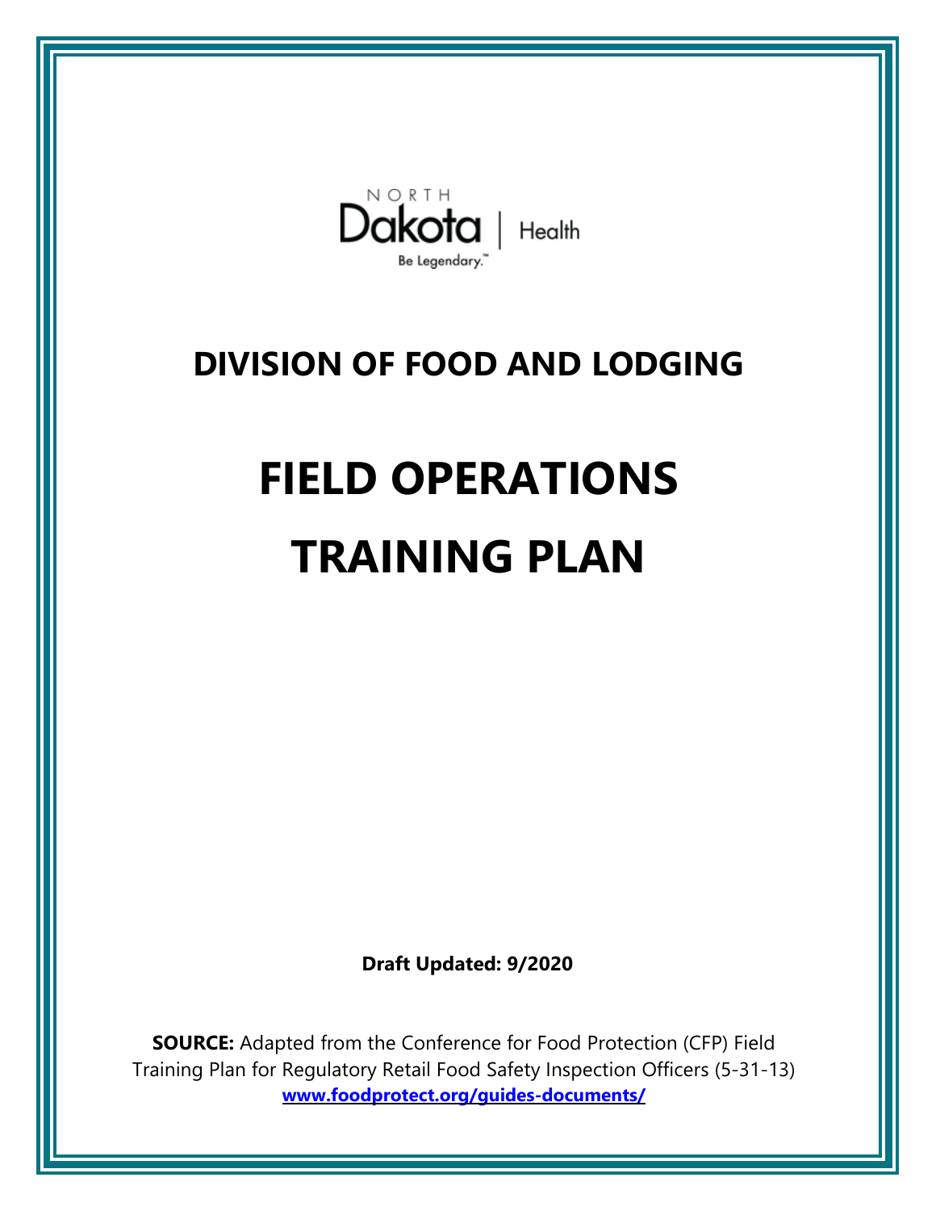NORTH Dakota | Health

Be Legendary.™

# DIVISION OF FOOD AND LODGING

# FIELD OPERATIONS TRAINING PLAN

**Draft Updated: 9/2020**

**SOURCE:** Adapted from the Conference for Food Protection (CFP) Field Training Plan for Regulatory Retail Food Safety Inspection Officers (5-31-13) **www.foodprotect.org/guides-documents/**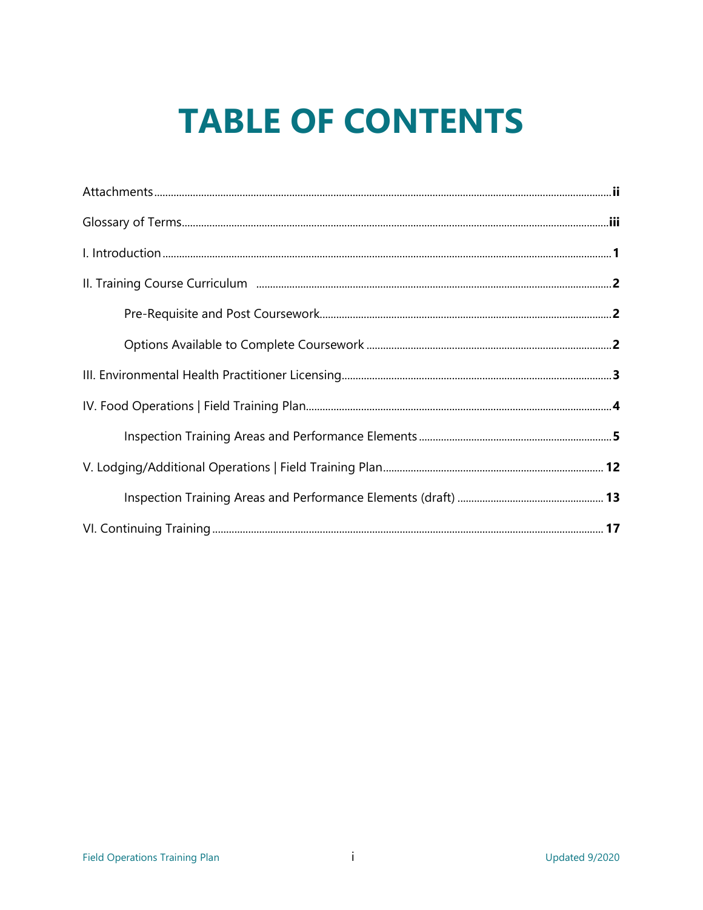# TABLE OF CONTENTS

Attachments ........ **ii**

Glossary of Terms ........ **iii**

I. Introduction ........ **1**

II. Training Course Curriculum ........ **2**

- Pre-Requisite and Post Coursework ........ **2**
- Options Available to Complete Coursework ........ **2**

III. Environmental Health Practitioner Licensing ........ **3**

IV. Food Operations | Field Training Plan ........ **4**

- Inspection Training Areas and Performance Elements ........ **5**

V. Lodging/Additional Operations | Field Training Plan ........ **12**

- Inspection Training Areas and Performance Elements (draft) ........ **13**

VI. Continuing Training ........ **17**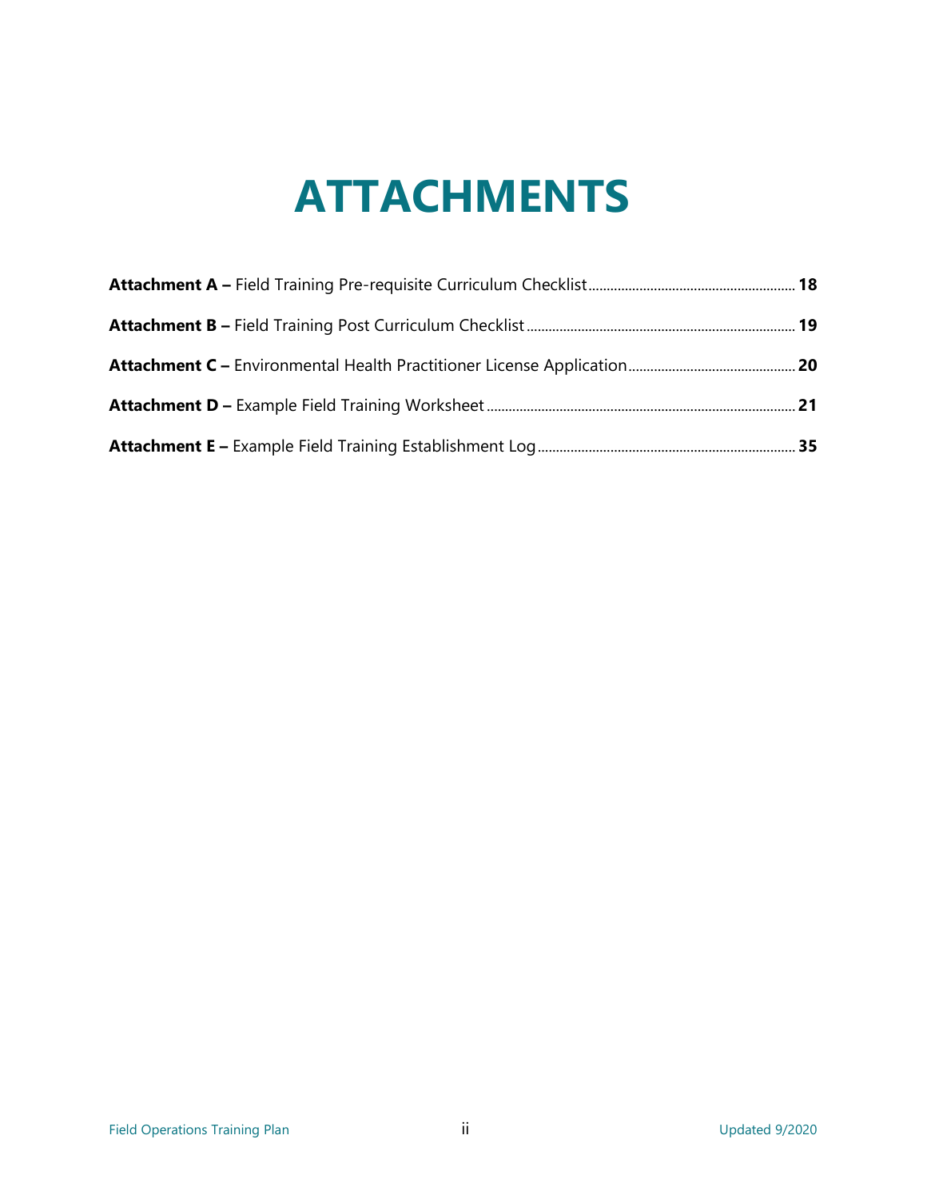# ATTACHMENTS

**Attachment A –** Field Training Pre-requisite Curriculum Checklist ........ **18**

**Attachment B –** Field Training Post Curriculum Checklist ........ **19**

**Attachment C –** Environmental Health Practitioner License Application ........ **20**

**Attachment D –** Example Field Training Worksheet ........ **21**

**Attachment E –** Example Field Training Establishment Log ........ **35**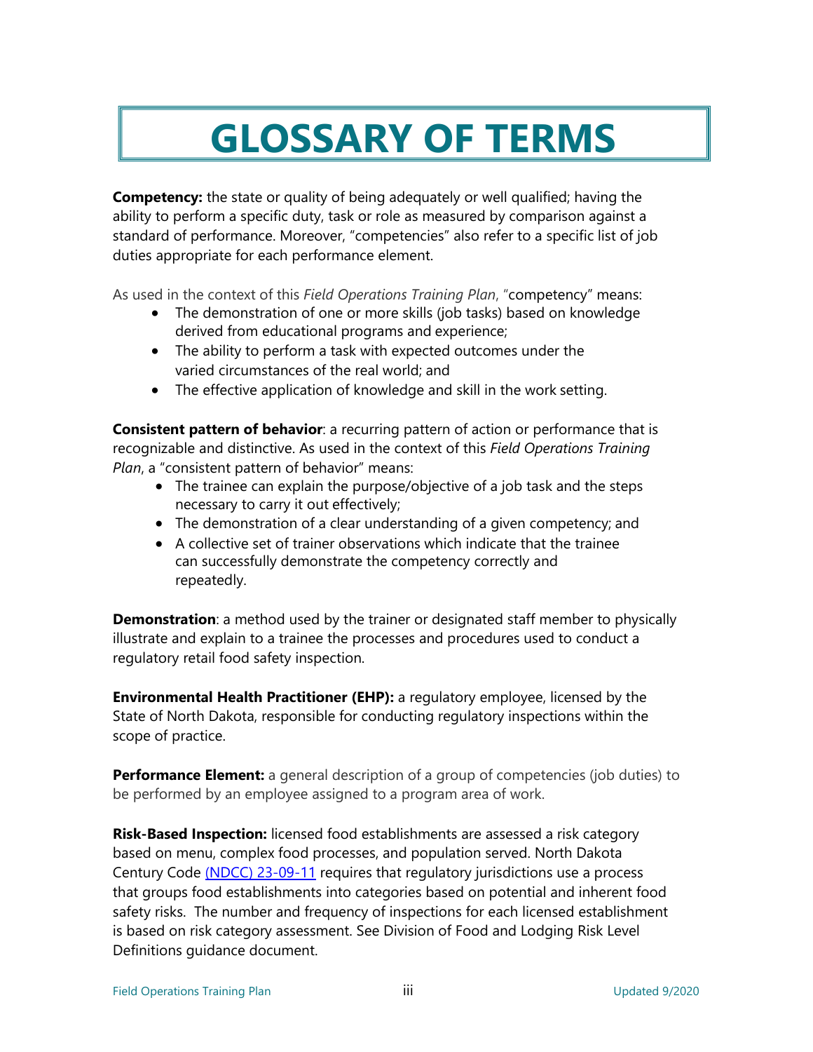# GLOSSARY OF TERMS

**Competency:** the state or quality of being adequately or well qualified; having the ability to perform a specific duty, task or role as measured by comparison against a standard of performance. Moreover, "competencies" also refer to a specific list of job duties appropriate for each performance element.

As used in the context of this *Field Operations Training Plan*, "competency" means:

- The demonstration of one or more skills (job tasks) based on knowledge derived from educational programs and experience;
- The ability to perform a task with expected outcomes under the varied circumstances of the real world; and
- The effective application of knowledge and skill in the work setting.

**Consistent pattern of behavior**: a recurring pattern of action or performance that is recognizable and distinctive. As used in the context of this *Field Operations Training Plan*, a "consistent pattern of behavior" means:

- The trainee can explain the purpose/objective of a job task and the steps necessary to carry it out effectively;
- The demonstration of a clear understanding of a given competency; and
- A collective set of trainer observations which indicate that the trainee can successfully demonstrate the competency correctly and repeatedly.

**Demonstration**: a method used by the trainer or designated staff member to physically illustrate and explain to a trainee the processes and procedures used to conduct a regulatory retail food safety inspection.

**Environmental Health Practitioner (EHP):** a regulatory employee, licensed by the State of North Dakota, responsible for conducting regulatory inspections within the scope of practice.

**Performance Element:** a general description of a group of competencies (job duties) to be performed by an employee assigned to a program area of work.

**Risk-Based Inspection:** licensed food establishments are assessed a risk category based on menu, complex food processes, and population served. North Dakota Century Code (NDCC) 23-09-11 requires that regulatory jurisdictions use a process that groups food establishments into categories based on potential and inherent food safety risks. The number and frequency of inspections for each licensed establishment is based on risk category assessment. See Division of Food and Lodging Risk Level Definitions guidance document.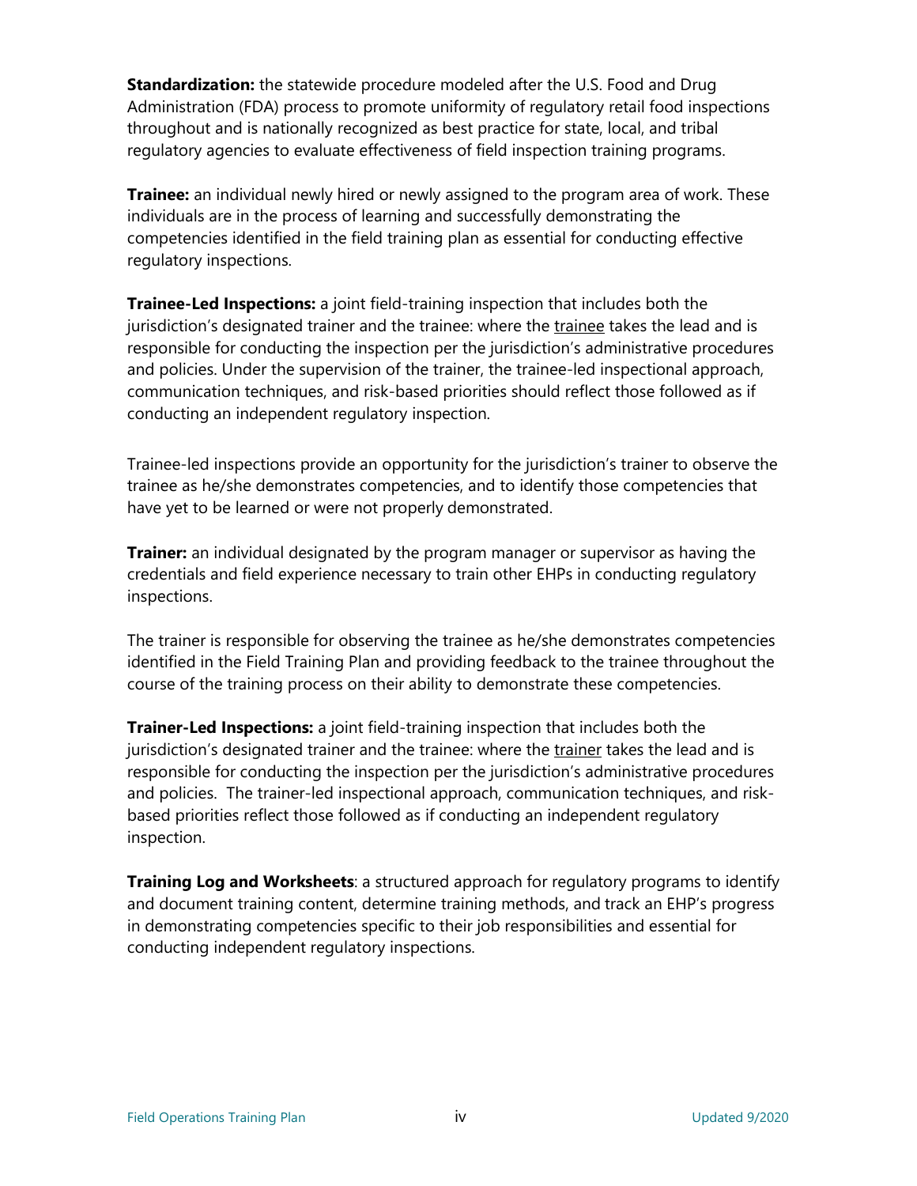**Standardization:** the statewide procedure modeled after the U.S. Food and Drug Administration (FDA) process to promote uniformity of regulatory retail food inspections throughout and is nationally recognized as best practice for state, local, and tribal regulatory agencies to evaluate effectiveness of field inspection training programs.

**Trainee:** an individual newly hired or newly assigned to the program area of work. These individuals are in the process of learning and successfully demonstrating the competencies identified in the field training plan as essential for conducting effective regulatory inspections.

**Trainee-Led Inspections:** a joint field-training inspection that includes both the jurisdiction's designated trainer and the trainee: where the <u>trainee</u> takes the lead and is responsible for conducting the inspection per the jurisdiction's administrative procedures and policies. Under the supervision of the trainer, the trainee-led inspectional approach, communication techniques, and risk-based priorities should reflect those followed as if conducting an independent regulatory inspection.

Trainee-led inspections provide an opportunity for the jurisdiction's trainer to observe the trainee as he/she demonstrates competencies, and to identify those competencies that have yet to be learned or were not properly demonstrated.

**Trainer:** an individual designated by the program manager or supervisor as having the credentials and field experience necessary to train other EHPs in conducting regulatory inspections.

The trainer is responsible for observing the trainee as he/she demonstrates competencies identified in the Field Training Plan and providing feedback to the trainee throughout the course of the training process on their ability to demonstrate these competencies.

**Trainer-Led Inspections:** a joint field-training inspection that includes both the jurisdiction's designated trainer and the trainee: where the <u>trainer</u> takes the lead and is responsible for conducting the inspection per the jurisdiction's administrative procedures and policies. The trainer-led inspectional approach, communication techniques, and risk-based priorities reflect those followed as if conducting an independent regulatory inspection.

**Training Log and Worksheets**: a structured approach for regulatory programs to identify and document training content, determine training methods, and track an EHP's progress in demonstrating competencies specific to their job responsibilities and essential for conducting independent regulatory inspections.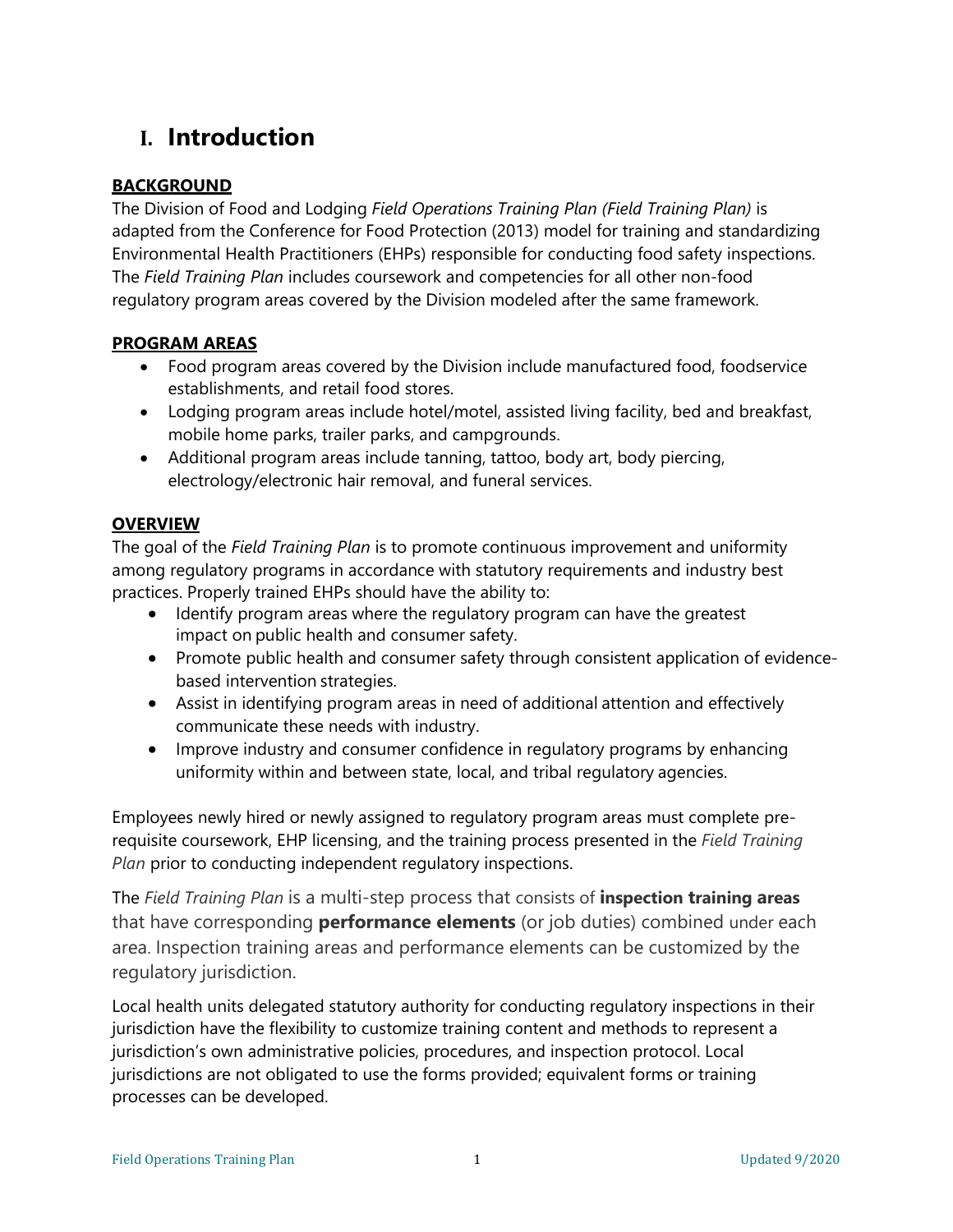# I. Introduction

**BACKGROUND**

The Division of Food and Lodging *Field Operations Training Plan (Field Training Plan)* is adapted from the Conference for Food Protection (2013) model for training and standardizing Environmental Health Practitioners (EHPs) responsible for conducting food safety inspections. The *Field Training Plan* includes coursework and competencies for all other non-food regulatory program areas covered by the Division modeled after the same framework.

**PROGRAM AREAS**

- Food program areas covered by the Division include manufactured food, foodservice establishments, and retail food stores.
- Lodging program areas include hotel/motel, assisted living facility, bed and breakfast, mobile home parks, trailer parks, and campgrounds.
- Additional program areas include tanning, tattoo, body art, body piercing, electrology/electronic hair removal, and funeral services.

**OVERVIEW**

The goal of the *Field Training Plan* is to promote continuous improvement and uniformity among regulatory programs in accordance with statutory requirements and industry best practices. Properly trained EHPs should have the ability to:

- Identify program areas where the regulatory program can have the greatest impact on public health and consumer safety.
- Promote public health and consumer safety through consistent application of evidence-based intervention strategies.
- Assist in identifying program areas in need of additional attention and effectively communicate these needs with industry.
- Improve industry and consumer confidence in regulatory programs by enhancing uniformity within and between state, local, and tribal regulatory agencies.

Employees newly hired or newly assigned to regulatory program areas must complete pre-requisite coursework, EHP licensing, and the training process presented in the *Field Training Plan* prior to conducting independent regulatory inspections.

The *Field Training Plan* is a multi-step process that consists of **inspection training areas** that have corresponding **performance elements** (or job duties) combined under each area. Inspection training areas and performance elements can be customized by the regulatory jurisdiction.

Local health units delegated statutory authority for conducting regulatory inspections in their jurisdiction have the flexibility to customize training content and methods to represent a jurisdiction's own administrative policies, procedures, and inspection protocol. Local jurisdictions are not obligated to use the forms provided; equivalent forms or training processes can be developed.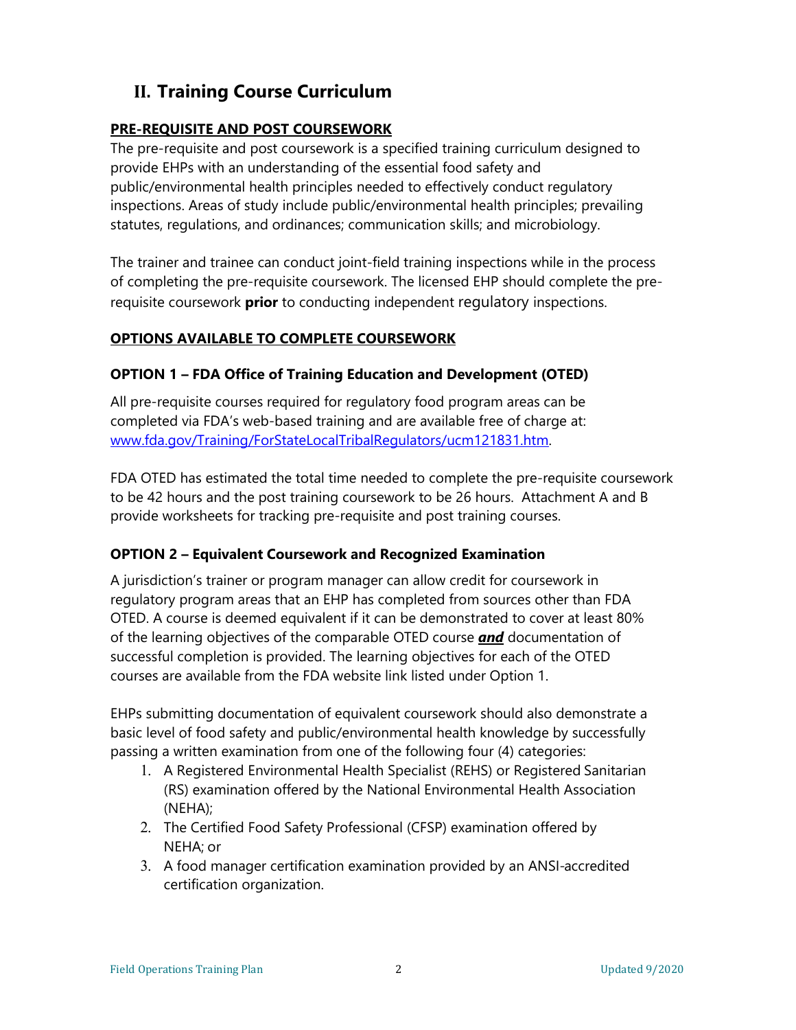## II. Training Course Curriculum

**PRE-REQUISITE AND POST COURSEWORK**

The pre-requisite and post coursework is a specified training curriculum designed to provide EHPs with an understanding of the essential food safety and public/environmental health principles needed to effectively conduct regulatory inspections. Areas of study include public/environmental health principles; prevailing statutes, regulations, and ordinances; communication skills; and microbiology.

The trainer and trainee can conduct joint-field training inspections while in the process of completing the pre-requisite coursework. The licensed EHP should complete the pre-requisite coursework **prior** to conducting independent regulatory inspections.

**OPTIONS AVAILABLE TO COMPLETE COURSEWORK**

**OPTION 1 – FDA Office of Training Education and Development (OTED)**

All pre-requisite courses required for regulatory food program areas can be completed via FDA's web-based training and are available free of charge at: www.fda.gov/Training/ForStateLocalTribalRegulators/ucm121831.htm.

FDA OTED has estimated the total time needed to complete the pre-requisite coursework to be 42 hours and the post training coursework to be 26 hours. Attachment A and B provide worksheets for tracking pre-requisite and post training courses.

**OPTION 2 – Equivalent Coursework and Recognized Examination**

A jurisdiction's trainer or program manager can allow credit for coursework in regulatory program areas that an EHP has completed from sources other than FDA OTED. A course is deemed equivalent if it can be demonstrated to cover at least 80% of the learning objectives of the comparable OTED course ***and*** documentation of successful completion is provided. The learning objectives for each of the OTED courses are available from the FDA website link listed under Option 1.

EHPs submitting documentation of equivalent coursework should also demonstrate a basic level of food safety and public/environmental health knowledge by successfully passing a written examination from one of the following four (4) categories:

1. A Registered Environmental Health Specialist (REHS) or Registered Sanitarian (RS) examination offered by the National Environmental Health Association (NEHA);
2. The Certified Food Safety Professional (CFSP) examination offered by NEHA; or
3. A food manager certification examination provided by an ANSI-accredited certification organization.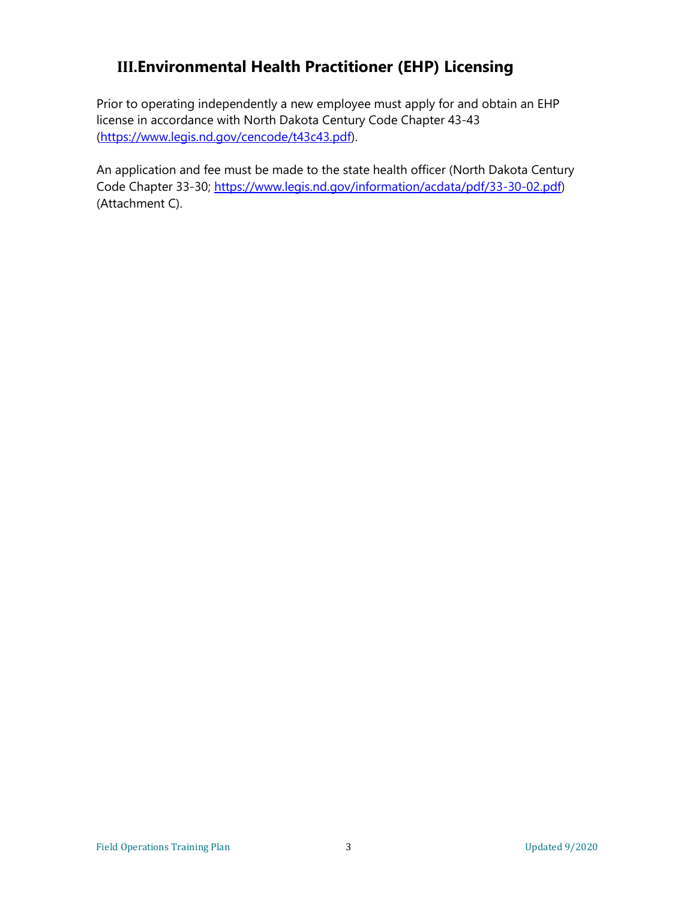## III. Environmental Health Practitioner (EHP) Licensing

Prior to operating independently a new employee must apply for and obtain an EHP license in accordance with North Dakota Century Code Chapter 43-43 (https://www.legis.nd.gov/cencode/t43c43.pdf).

An application and fee must be made to the state health officer (North Dakota Century Code Chapter 33-30; https://www.legis.nd.gov/information/acdata/pdf/33-30-02.pdf) (Attachment C).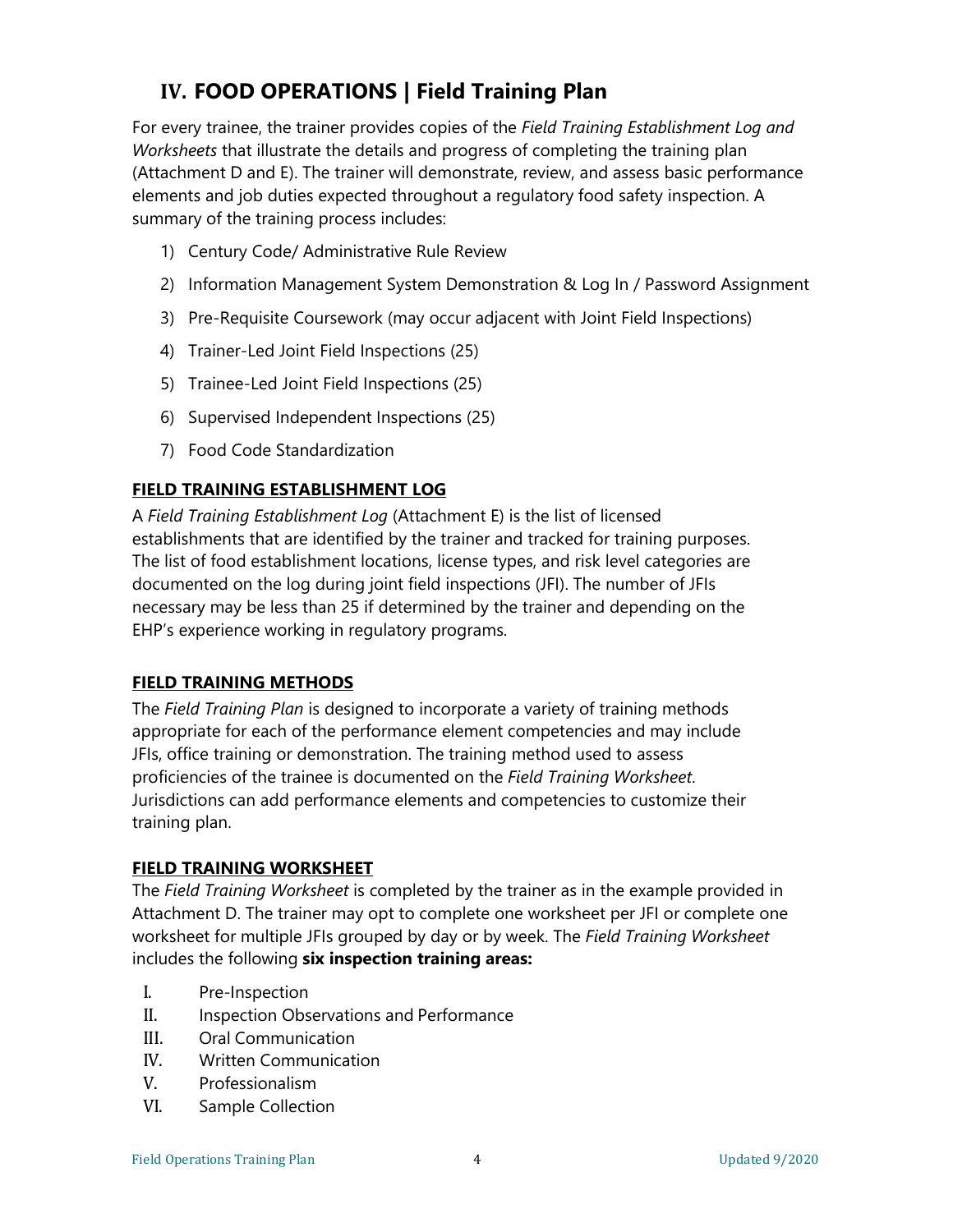# IV. FOOD OPERATIONS | Field Training Plan

For every trainee, the trainer provides copies of the *Field Training Establishment Log and Worksheets* that illustrate the details and progress of completing the training plan (Attachment D and E). The trainer will demonstrate, review, and assess basic performance elements and job duties expected throughout a regulatory food safety inspection. A summary of the training process includes:

1) Century Code/ Administrative Rule Review
2) Information Management System Demonstration & Log In / Password Assignment
3) Pre-Requisite Coursework (may occur adjacent with Joint Field Inspections)
4) Trainer-Led Joint Field Inspections (25)
5) Trainee-Led Joint Field Inspections (25)
6) Supervised Independent Inspections (25)
7) Food Code Standardization

**FIELD TRAINING ESTABLISHMENT LOG**

A *Field Training Establishment Log* (Attachment E) is the list of licensed establishments that are identified by the trainer and tracked for training purposes. The list of food establishment locations, license types, and risk level categories are documented on the log during joint field inspections (JFI). The number of JFIs necessary may be less than 25 if determined by the trainer and depending on the EHP's experience working in regulatory programs.

**FIELD TRAINING METHODS**

The *Field Training Plan* is designed to incorporate a variety of training methods appropriate for each of the performance element competencies and may include JFIs, office training or demonstration. The training method used to assess proficiencies of the trainee is documented on the *Field Training Worksheet*. Jurisdictions can add performance elements and competencies to customize their training plan.

**FIELD TRAINING WORKSHEET**

The *Field Training Worksheet* is completed by the trainer as in the example provided in Attachment D. The trainer may opt to complete one worksheet per JFI or complete one worksheet for multiple JFIs grouped by day or by week. The *Field Training Worksheet* includes the following **six inspection training areas:**

I. Pre-Inspection
II. Inspection Observations and Performance
III. Oral Communication
IV. Written Communication
V. Professionalism
VI. Sample Collection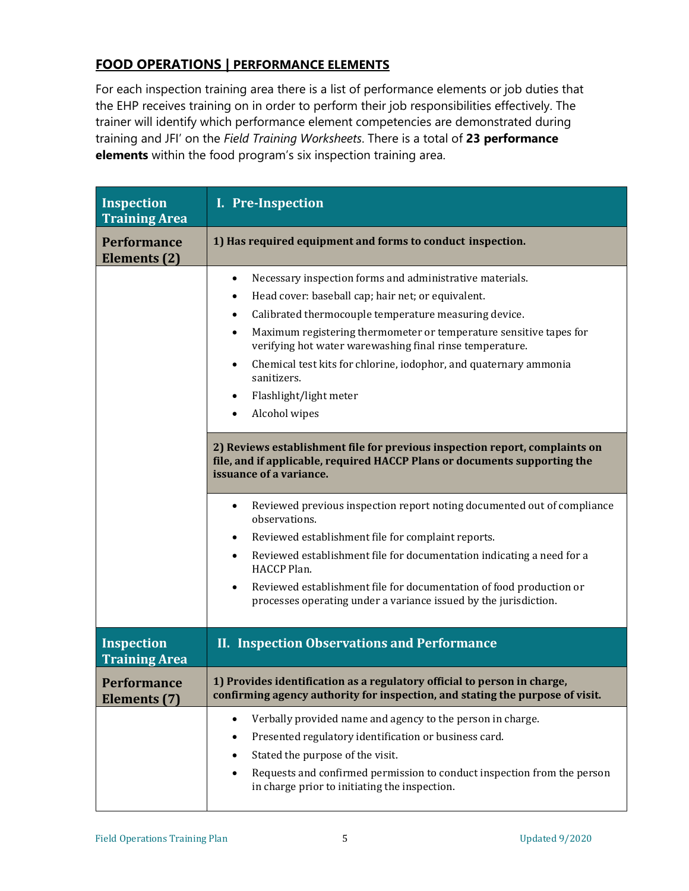## FOOD OPERATIONS | PERFORMANCE ELEMENTS

For each inspection training area there is a list of performance elements or job duties that the EHP receives training on in order to perform their job responsibilities effectively. The trainer will identify which performance element competencies are demonstrated during training and JFI' on the *Field Training Worksheets*. There is a total of **23 performance elements** within the food program's six inspection training area.

| Inspection Training Area | I. Pre-Inspection |
|---|---|
| **Performance Elements (2)** | **1) Has required equipment and forms to conduct inspection.** |
| | • Necessary inspection forms and administrative materials.<br>• Head cover: baseball cap; hair net; or equivalent.<br>• Calibrated thermocouple temperature measuring device.<br>• Maximum registering thermometer or temperature sensitive tapes for verifying hot water warewashing final rinse temperature.<br>• Chemical test kits for chlorine, iodophor, and quaternary ammonia sanitizers.<br>• Flashlight/light meter<br>• Alcohol wipes |
| | **2) Reviews establishment file for previous inspection report, complaints on file, and if applicable, required HACCP Plans or documents supporting the issuance of a variance.** |
| | • Reviewed previous inspection report noting documented out of compliance observations.<br>• Reviewed establishment file for complaint reports.<br>• Reviewed establishment file for documentation indicating a need for a HACCP Plan.<br>• Reviewed establishment file for documentation of food production or processes operating under a variance issued by the jurisdiction. |
| **Inspection Training Area** | **II. Inspection Observations and Performance** |
| **Performance Elements (7)** | **1) Provides identification as a regulatory official to person in charge, confirming agency authority for inspection, and stating the purpose of visit.** |
| | • Verbally provided name and agency to the person in charge.<br>• Presented regulatory identification or business card.<br>• Stated the purpose of the visit.<br>• Requests and confirmed permission to conduct inspection from the person in charge prior to initiating the inspection. |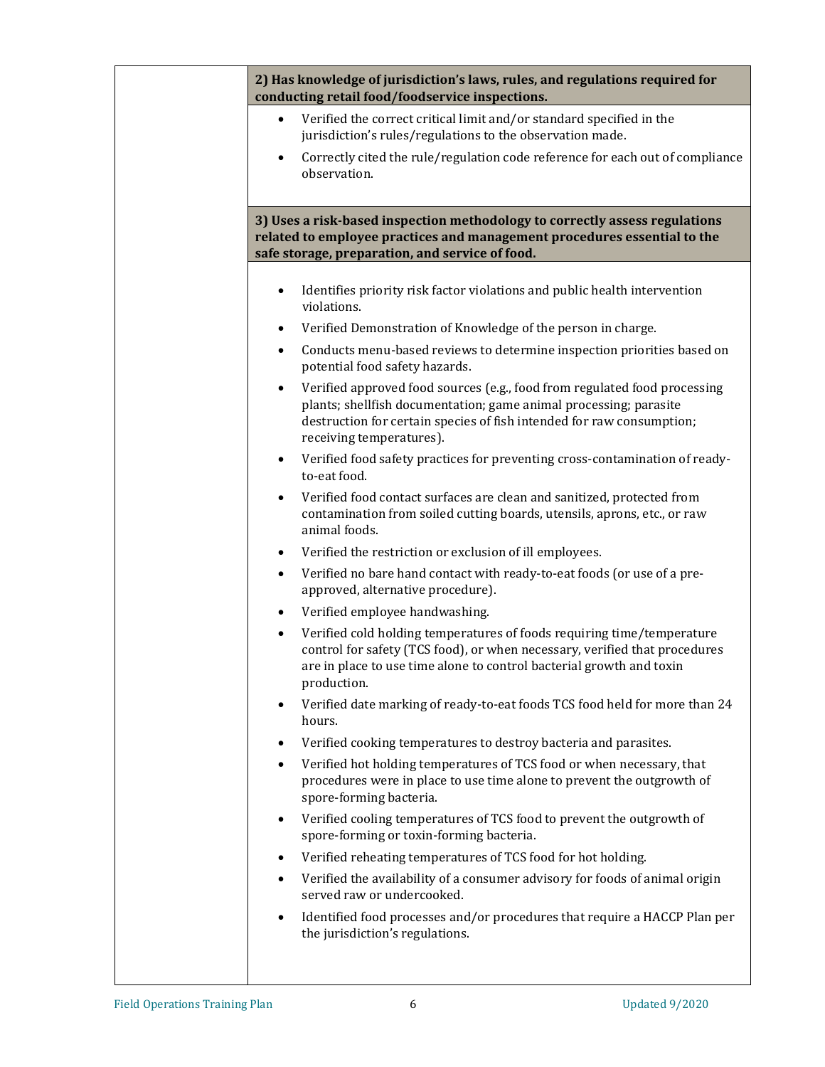| | |
|---|---|
| | **2) Has knowledge of jurisdiction's laws, rules, and regulations required for conducting retail food/foodservice inspections.** |
| | • Verified the correct critical limit and/or standard specified in the jurisdiction's rules/regulations to the observation made.<br>• Correctly cited the rule/regulation code reference for each out of compliance observation. |
| | **3) Uses a risk-based inspection methodology to correctly assess regulations related to employee practices and management procedures essential to the safe storage, preparation, and service of food.** |
| | • Identifies priority risk factor violations and public health intervention violations.<br>• Verified Demonstration of Knowledge of the person in charge.<br>• Conducts menu-based reviews to determine inspection priorities based on potential food safety hazards.<br>• Verified approved food sources (e.g., food from regulated food processing plants; shellfish documentation; game animal processing; parasite destruction for certain species of fish intended for raw consumption; receiving temperatures).<br>• Verified food safety practices for preventing cross-contamination of ready-to-eat food.<br>• Verified food contact surfaces are clean and sanitized, protected from contamination from soiled cutting boards, utensils, aprons, etc., or raw animal foods.<br>• Verified the restriction or exclusion of ill employees.<br>• Verified no bare hand contact with ready-to-eat foods (or use of a pre-approved, alternative procedure).<br>• Verified employee handwashing.<br>• Verified cold holding temperatures of foods requiring time/temperature control for safety (TCS food), or when necessary, verified that procedures are in place to use time alone to control bacterial growth and toxin production.<br>• Verified date marking of ready-to-eat foods TCS food held for more than 24 hours.<br>• Verified cooking temperatures to destroy bacteria and parasites.<br>• Verified hot holding temperatures of TCS food or when necessary, that procedures were in place to use time alone to prevent the outgrowth of spore-forming bacteria.<br>• Verified cooling temperatures of TCS food to prevent the outgrowth of spore-forming or toxin-forming bacteria.<br>• Verified reheating temperatures of TCS food for hot holding.<br>• Verified the availability of a consumer advisory for foods of animal origin served raw or undercooked.<br>• Identified food processes and/or procedures that require a HACCP Plan per the jurisdiction's regulations. |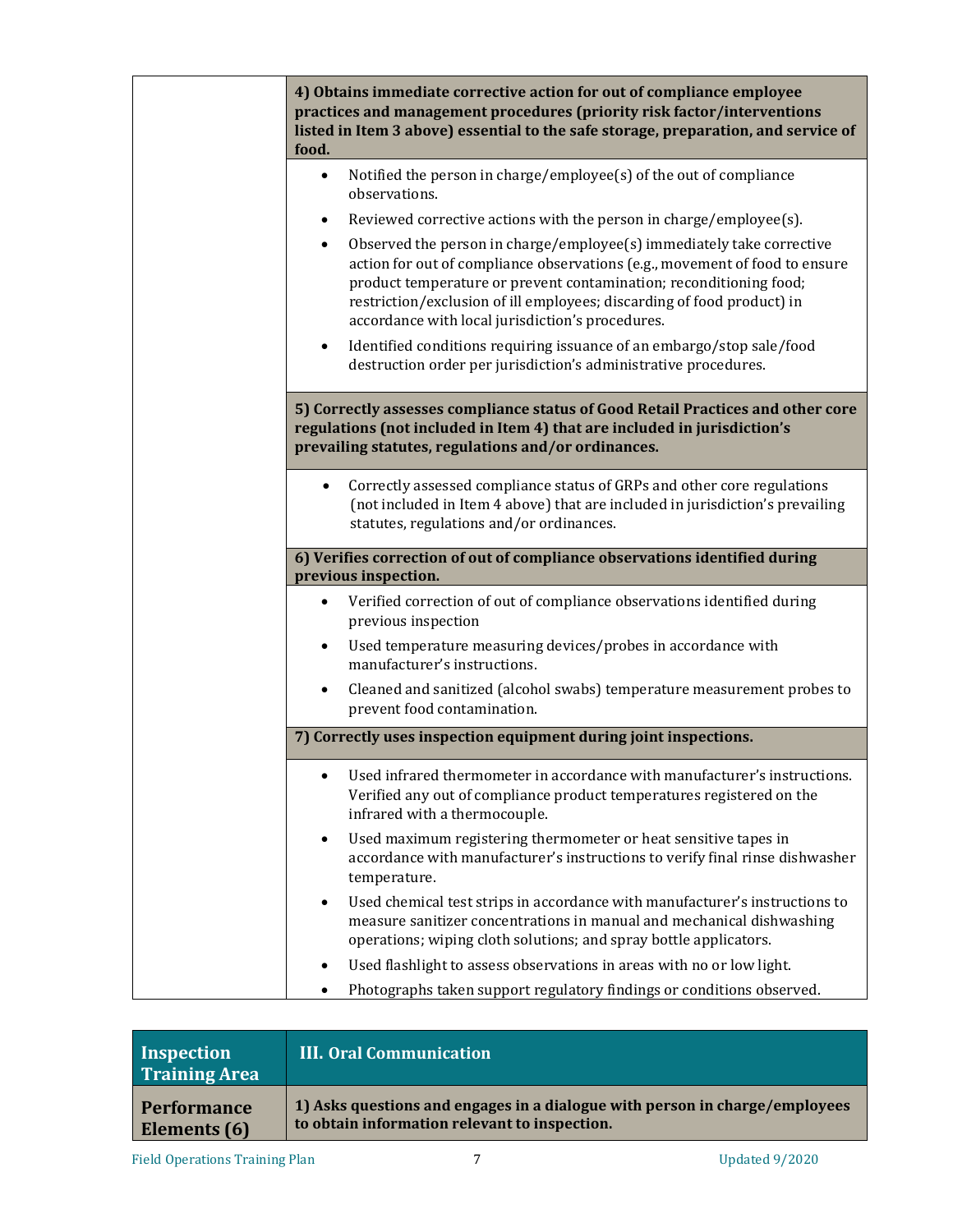| | |
|---|---|
| | **4) Obtains immediate corrective action for out of compliance employee practices and management procedures (priority risk factor/interventions listed in Item 3 above) essential to the safe storage, preparation, and service of food.** |
| | • Notified the person in charge/employee(s) of the out of compliance observations.<br>• Reviewed corrective actions with the person in charge/employee(s).<br>• Observed the person in charge/employee(s) immediately take corrective action for out of compliance observations (e.g., movement of food to ensure product temperature or prevent contamination; reconditioning food; restriction/exclusion of ill employees; discarding of food product) in accordance with local jurisdiction's procedures.<br>• Identified conditions requiring issuance of an embargo/stop sale/food destruction order per jurisdiction's administrative procedures. |
| | **5) Correctly assesses compliance status of Good Retail Practices and other core regulations (not included in Item 4) that are included in jurisdiction's prevailing statutes, regulations and/or ordinances.** |
| | • Correctly assessed compliance status of GRPs and other core regulations (not included in Item 4 above) that are included in jurisdiction's prevailing statutes, regulations and/or ordinances. |
| | **6) Verifies correction of out of compliance observations identified during previous inspection.** |
| | • Verified correction of out of compliance observations identified during previous inspection<br>• Used temperature measuring devices/probes in accordance with manufacturer's instructions.<br>• Cleaned and sanitized (alcohol swabs) temperature measurement probes to prevent food contamination. |
| | **7) Correctly uses inspection equipment during joint inspections.** |
| | • Used infrared thermometer in accordance with manufacturer's instructions. Verified any out of compliance product temperatures registered on the infrared with a thermocouple.<br>• Used maximum registering thermometer or heat sensitive tapes in accordance with manufacturer's instructions to verify final rinse dishwasher temperature.<br>• Used chemical test strips in accordance with manufacturer's instructions to measure sanitizer concentrations in manual and mechanical dishwashing operations; wiping cloth solutions; and spray bottle applicators.<br>• Used flashlight to assess observations in areas with no or low light.<br>• Photographs taken support regulatory findings or conditions observed. |

| Inspection Training Area | III. Oral Communication |
|---|---|
| **Performance Elements (6)** | **1) Asks questions and engages in a dialogue with person in charge/employees to obtain information relevant to inspection.** |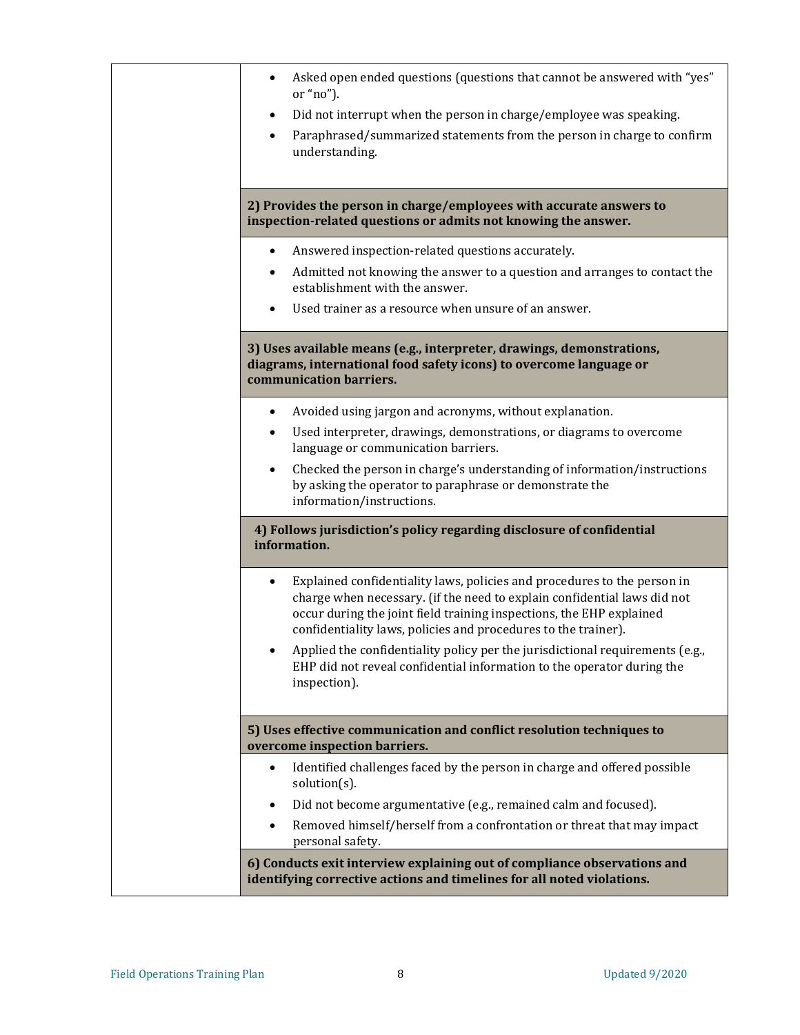| | |
|---|---|
| | • Asked open ended questions (questions that cannot be answered with "yes" or "no").<br>• Did not interrupt when the person in charge/employee was speaking.<br>• Paraphrased/summarized statements from the person in charge to confirm understanding. |
| | **2) Provides the person in charge/employees with accurate answers to inspection-related questions or admits not knowing the answer.** |
| | • Answered inspection-related questions accurately.<br>• Admitted not knowing the answer to a question and arranges to contact the establishment with the answer.<br>• Used trainer as a resource when unsure of an answer. |
| | **3) Uses available means (e.g., interpreter, drawings, demonstrations, diagrams, international food safety icons) to overcome language or communication barriers.** |
| | • Avoided using jargon and acronyms, without explanation.<br>• Used interpreter, drawings, demonstrations, or diagrams to overcome language or communication barriers.<br>• Checked the person in charge's understanding of information/instructions by asking the operator to paraphrase or demonstrate the information/instructions. |
| | **4) Follows jurisdiction's policy regarding disclosure of confidential information.** |
| | • Explained confidentiality laws, policies and procedures to the person in charge when necessary. (if the need to explain confidential laws did not occur during the joint field training inspections, the EHP explained confidentiality laws, policies and procedures to the trainer).<br>• Applied the confidentiality policy per the jurisdictional requirements (e.g., EHP did not reveal confidential information to the operator during the inspection). |
| | **5) Uses effective communication and conflict resolution techniques to overcome inspection barriers.** |
| | • Identified challenges faced by the person in charge and offered possible solution(s).<br>• Did not become argumentative (e.g., remained calm and focused).<br>• Removed himself/herself from a confrontation or threat that may impact personal safety. |
| | **6) Conducts exit interview explaining out of compliance observations and identifying corrective actions and timelines for all noted violations.** |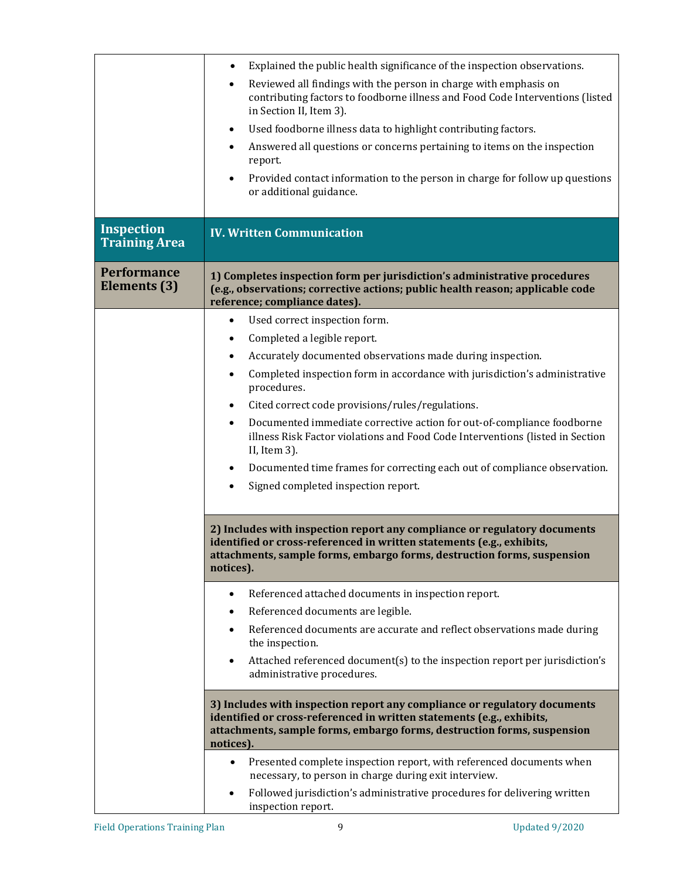| | |
|---|---|
| | • Explained the public health significance of the inspection observations.<br>• Reviewed all findings with the person in charge with emphasis on contributing factors to foodborne illness and Food Code Interventions (listed in Section II, Item 3).<br>• Used foodborne illness data to highlight contributing factors.<br>• Answered all questions or concerns pertaining to items on the inspection report.<br>• Provided contact information to the person in charge for follow up questions or additional guidance. |
| **Inspection Training Area** | **IV. Written Communication** |
| **Performance Elements (3)** | **1) Completes inspection form per jurisdiction's administrative procedures (e.g., observations; corrective actions; public health reason; applicable code reference; compliance dates).** |
| | • Used correct inspection form.<br>• Completed a legible report.<br>• Accurately documented observations made during inspection.<br>• Completed inspection form in accordance with jurisdiction's administrative procedures.<br>• Cited correct code provisions/rules/regulations.<br>• Documented immediate corrective action for out-of-compliance foodborne illness Risk Factor violations and Food Code Interventions (listed in Section II, Item 3).<br>• Documented time frames for correcting each out of compliance observation.<br>• Signed completed inspection report. |
| | **2) Includes with inspection report any compliance or regulatory documents identified or cross-referenced in written statements (e.g., exhibits, attachments, sample forms, embargo forms, destruction forms, suspension notices).** |
| | • Referenced attached documents in inspection report.<br>• Referenced documents are legible.<br>• Referenced documents are accurate and reflect observations made during the inspection.<br>• Attached referenced document(s) to the inspection report per jurisdiction's administrative procedures. |
| | **3) Includes with inspection report any compliance or regulatory documents identified or cross-referenced in written statements (e.g., exhibits, attachments, sample forms, embargo forms, destruction forms, suspension notices).** |
| | • Presented complete inspection report, with referenced documents when necessary, to person in charge during exit interview.<br>• Followed jurisdiction's administrative procedures for delivering written inspection report. |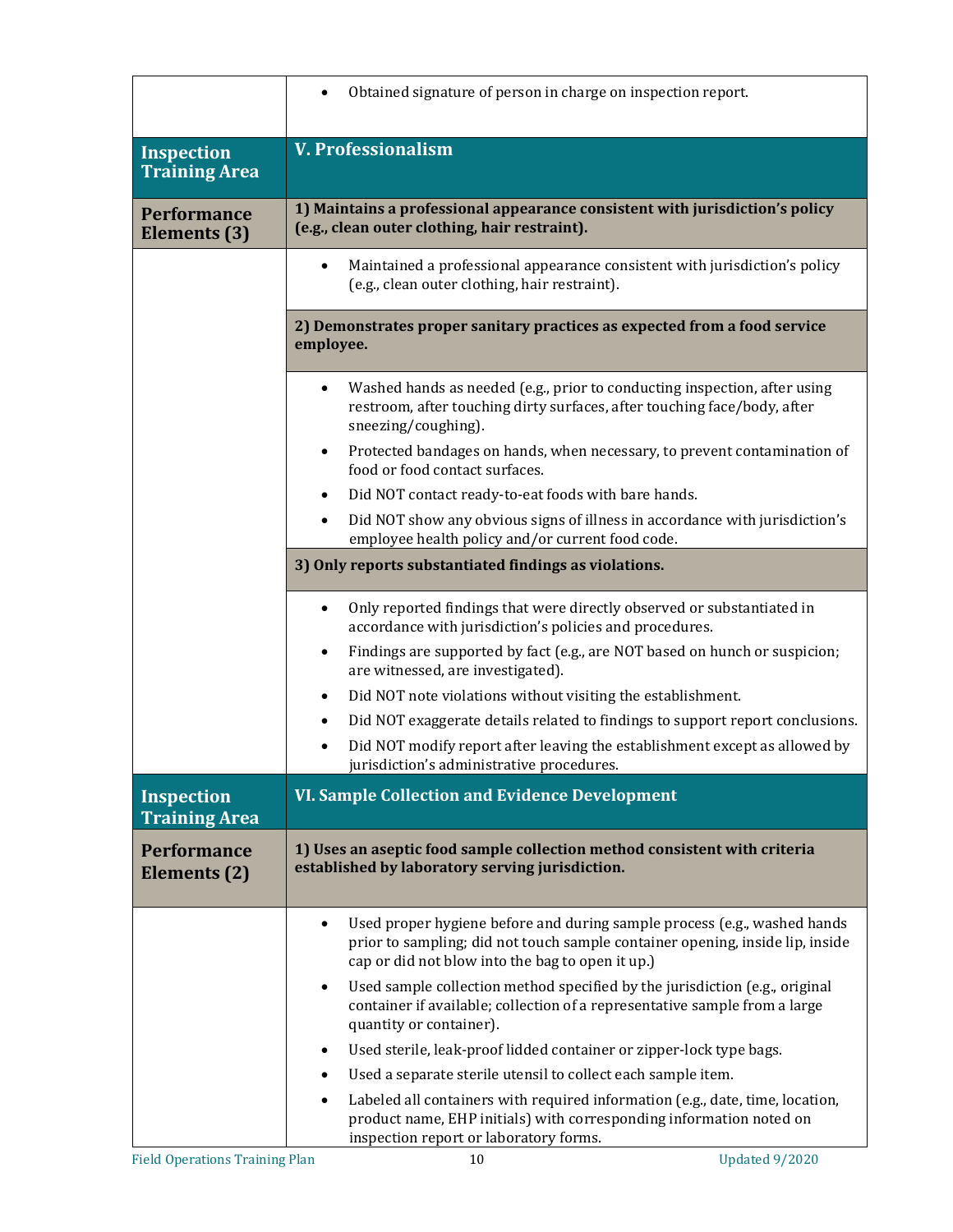| | |
|---|---|
| | • Obtained signature of person in charge on inspection report. |
| **Inspection Training Area** | **V. Professionalism** |
| **Performance Elements (3)** | **1) Maintains a professional appearance consistent with jurisdiction's policy (e.g., clean outer clothing, hair restraint).** |
| | • Maintained a professional appearance consistent with jurisdiction's policy (e.g., clean outer clothing, hair restraint). |
| | **2) Demonstrates proper sanitary practices as expected from a food service employee.** |
| | • Washed hands as needed (e.g., prior to conducting inspection, after using restroom, after touching dirty surfaces, after touching face/body, after sneezing/coughing).<br>• Protected bandages on hands, when necessary, to prevent contamination of food or food contact surfaces.<br>• Did NOT contact ready-to-eat foods with bare hands.<br>• Did NOT show any obvious signs of illness in accordance with jurisdiction's employee health policy and/or current food code. |
| | **3) Only reports substantiated findings as violations.** |
| | • Only reported findings that were directly observed or substantiated in accordance with jurisdiction's policies and procedures.<br>• Findings are supported by fact (e.g., are NOT based on hunch or suspicion; are witnessed, are investigated).<br>• Did NOT note violations without visiting the establishment.<br>• Did NOT exaggerate details related to findings to support report conclusions.<br>• Did NOT modify report after leaving the establishment except as allowed by jurisdiction's administrative procedures. |
| **Inspection Training Area** | **VI. Sample Collection and Evidence Development** |
| **Performance Elements (2)** | **1) Uses an aseptic food sample collection method consistent with criteria established by laboratory serving jurisdiction.** |
| | • Used proper hygiene before and during sample process (e.g., washed hands prior to sampling; did not touch sample container opening, inside lip, inside cap or did not blow into the bag to open it up.)<br>• Used sample collection method specified by the jurisdiction (e.g., original container if available; collection of a representative sample from a large quantity or container).<br>• Used sterile, leak-proof lidded container or zipper-lock type bags.<br>• Used a separate sterile utensil to collect each sample item.<br>• Labeled all containers with required information (e.g., date, time, location, product name, EHP initials) with corresponding information noted on inspection report or laboratory forms. |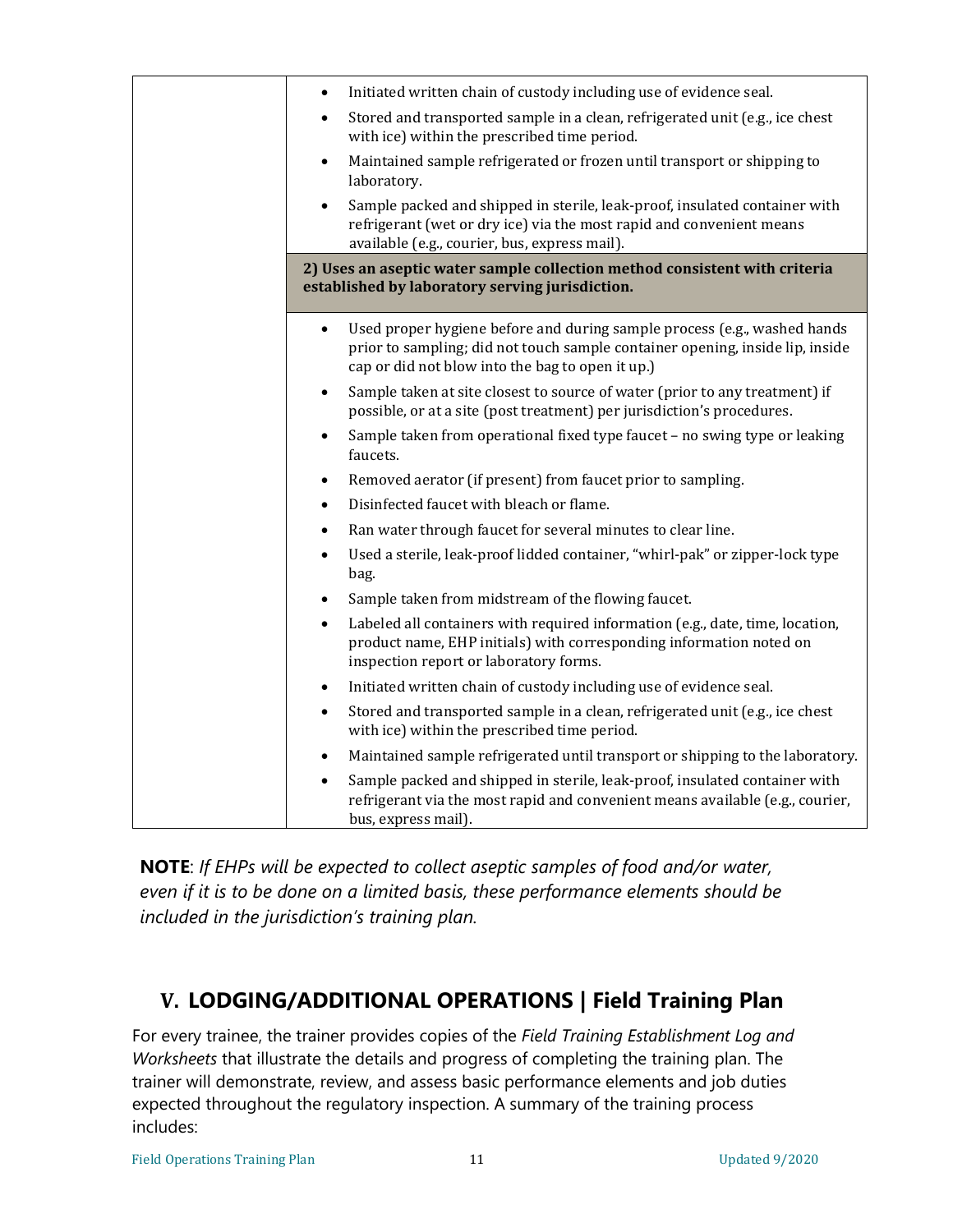| | |
|---|---|
| | • Initiated written chain of custody including use of evidence seal.<br>• Stored and transported sample in a clean, refrigerated unit (e.g., ice chest with ice) within the prescribed time period.<br>• Maintained sample refrigerated or frozen until transport or shipping to laboratory.<br>• Sample packed and shipped in sterile, leak-proof, insulated container with refrigerant (wet or dry ice) via the most rapid and convenient means available (e.g., courier, bus, express mail). |
| | **2) Uses an aseptic water sample collection method consistent with criteria established by laboratory serving jurisdiction.** |
| | • Used proper hygiene before and during sample process (e.g., washed hands prior to sampling; did not touch sample container opening, inside lip, inside cap or did not blow into the bag to open it up.)<br>• Sample taken at site closest to source of water (prior to any treatment) if possible, or at a site (post treatment) per jurisdiction's procedures.<br>• Sample taken from operational fixed type faucet – no swing type or leaking faucets.<br>• Removed aerator (if present) from faucet prior to sampling.<br>• Disinfected faucet with bleach or flame.<br>• Ran water through faucet for several minutes to clear line.<br>• Used a sterile, leak-proof lidded container, "whirl-pak" or zipper-lock type bag.<br>• Sample taken from midstream of the flowing faucet.<br>• Labeled all containers with required information (e.g., date, time, location, product name, EHP initials) with corresponding information noted on inspection report or laboratory forms.<br>• Initiated written chain of custody including use of evidence seal.<br>• Stored and transported sample in a clean, refrigerated unit (e.g., ice chest with ice) within the prescribed time period.<br>• Maintained sample refrigerated until transport or shipping to the laboratory.<br>• Sample packed and shipped in sterile, leak-proof, insulated container with refrigerant via the most rapid and convenient means available (e.g., courier, bus, express mail). |

**NOTE**: *If EHPs will be expected to collect aseptic samples of food and/or water, even if it is to be done on a limited basis, these performance elements should be included in the jurisdiction's training plan.*

## V. LODGING/ADDITIONAL OPERATIONS | Field Training Plan

For every trainee, the trainer provides copies of the *Field Training Establishment Log and Worksheets* that illustrate the details and progress of completing the training plan. The trainer will demonstrate, review, and assess basic performance elements and job duties expected throughout the regulatory inspection. A summary of the training process includes: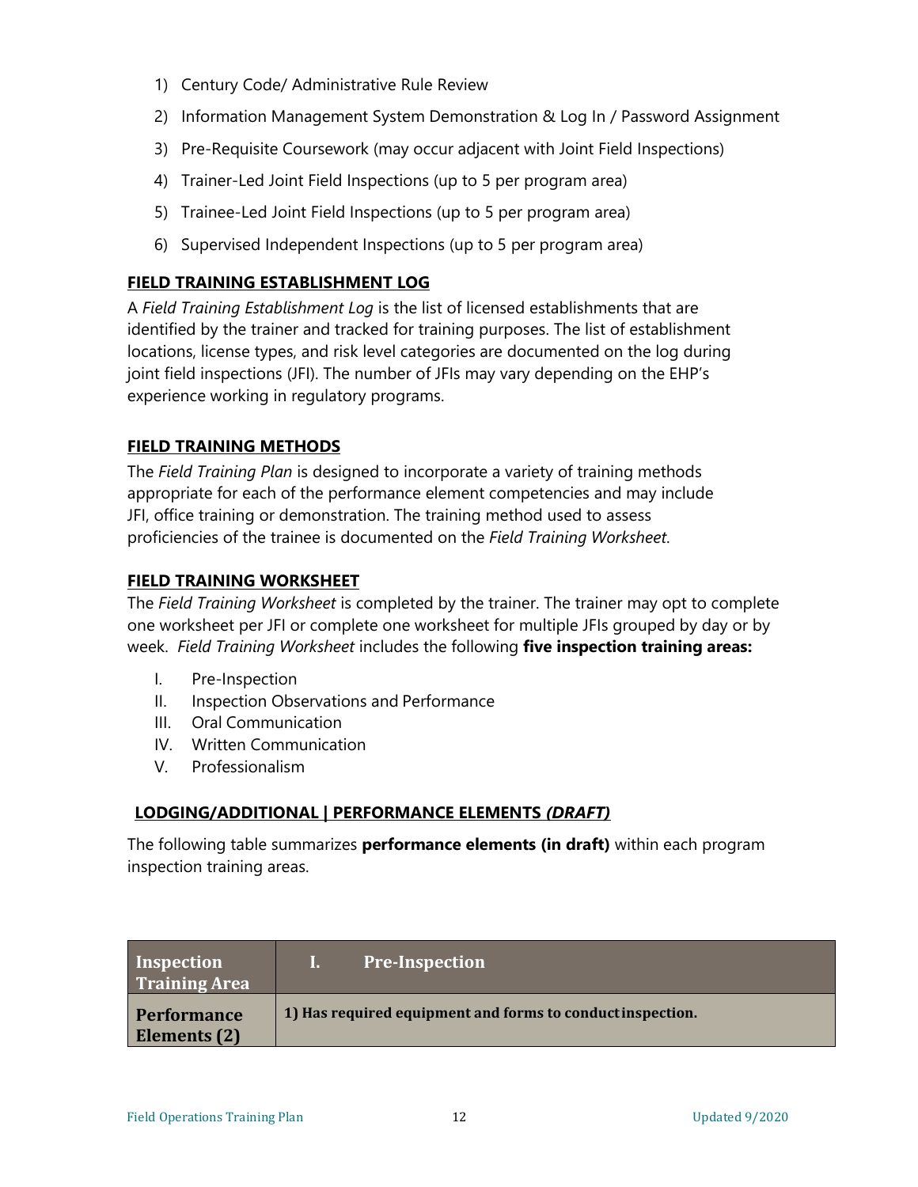1) Century Code/ Administrative Rule Review
2) Information Management System Demonstration & Log In / Password Assignment
3) Pre-Requisite Coursework (may occur adjacent with Joint Field Inspections)
4) Trainer-Led Joint Field Inspections (up to 5 per program area)
5) Trainee-Led Joint Field Inspections (up to 5 per program area)
6) Supervised Independent Inspections (up to 5 per program area)

## FIELD TRAINING ESTABLISHMENT LOG

A *Field Training Establishment Log* is the list of licensed establishments that are identified by the trainer and tracked for training purposes. The list of establishment locations, license types, and risk level categories are documented on the log during joint field inspections (JFI). The number of JFIs may vary depending on the EHP's experience working in regulatory programs.

## FIELD TRAINING METHODS

The *Field Training Plan* is designed to incorporate a variety of training methods appropriate for each of the performance element competencies and may include JFI, office training or demonstration. The training method used to assess proficiencies of the trainee is documented on the *Field Training Worksheet*.

## FIELD TRAINING WORKSHEET

The *Field Training Worksheet* is completed by the trainer. The trainer may opt to complete one worksheet per JFI or complete one worksheet for multiple JFIs grouped by day or by week. *Field Training Worksheet* includes the following **five inspection training areas:**

I. Pre-Inspection
II. Inspection Observations and Performance
III. Oral Communication
IV. Written Communication
V. Professionalism

## LODGING/ADDITIONAL | PERFORMANCE ELEMENTS *(DRAFT)*

The following table summarizes **performance elements (in draft)** within each program inspection training areas.

| Inspection Training Area | I. Pre-Inspection |
|---|---|
| **Performance Elements (2)** | **1) Has required equipment and forms to conduct inspection.** |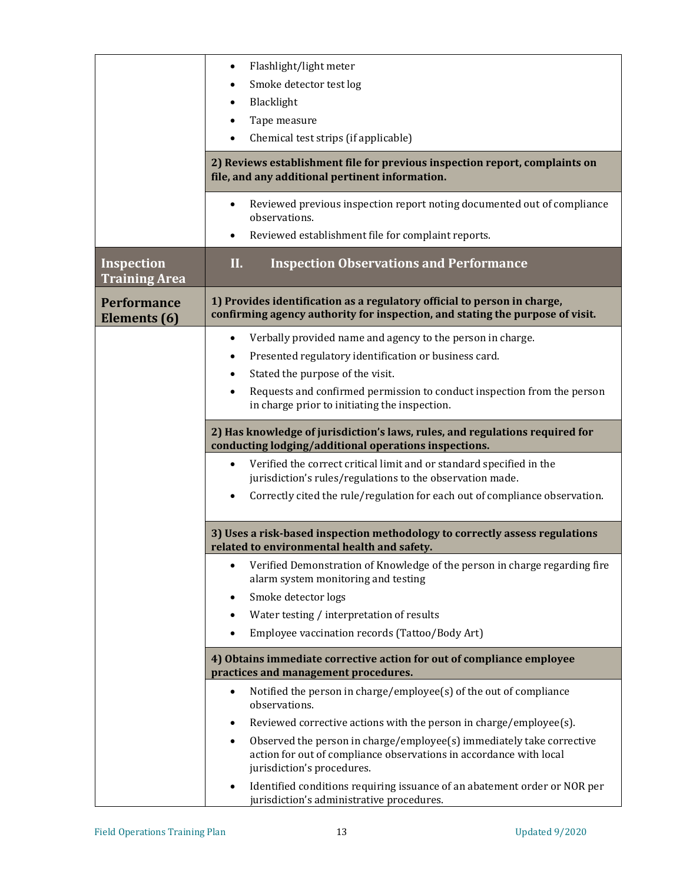| | |
|---|---|
| | • Flashlight/light meter<br>• Smoke detector test log<br>• Blacklight<br>• Tape measure<br>• Chemical test strips (if applicable) |
| | **2) Reviews establishment file for previous inspection report, complaints on file, and any additional pertinent information.** |
| | • Reviewed previous inspection report noting documented out of compliance observations.<br>• Reviewed establishment file for complaint reports. |
| **Inspection Training Area** | **II. Inspection Observations and Performance** |
| **Performance Elements (6)** | **1) Provides identification as a regulatory official to person in charge, confirming agency authority for inspection, and stating the purpose of visit.** |
| | • Verbally provided name and agency to the person in charge.<br>• Presented regulatory identification or business card.<br>• Stated the purpose of the visit.<br>• Requests and confirmed permission to conduct inspection from the person in charge prior to initiating the inspection. |
| | **2) Has knowledge of jurisdiction's laws, rules, and regulations required for conducting lodging/additional operations inspections.** |
| | • Verified the correct critical limit and or standard specified in the jurisdiction's rules/regulations to the observation made.<br>• Correctly cited the rule/regulation for each out of compliance observation. |
| | **3) Uses a risk-based inspection methodology to correctly assess regulations related to environmental health and safety.** |
| | • Verified Demonstration of Knowledge of the person in charge regarding fire alarm system monitoring and testing<br>• Smoke detector logs<br>• Water testing / interpretation of results<br>• Employee vaccination records (Tattoo/Body Art) |
| | **4) Obtains immediate corrective action for out of compliance employee practices and management procedures.** |
| | • Notified the person in charge/employee(s) of the out of compliance observations.<br>• Reviewed corrective actions with the person in charge/employee(s).<br>• Observed the person in charge/employee(s) immediately take corrective action for out of compliance observations in accordance with local jurisdiction's procedures.<br>• Identified conditions requiring issuance of an abatement order or NOR per jurisdiction's administrative procedures. |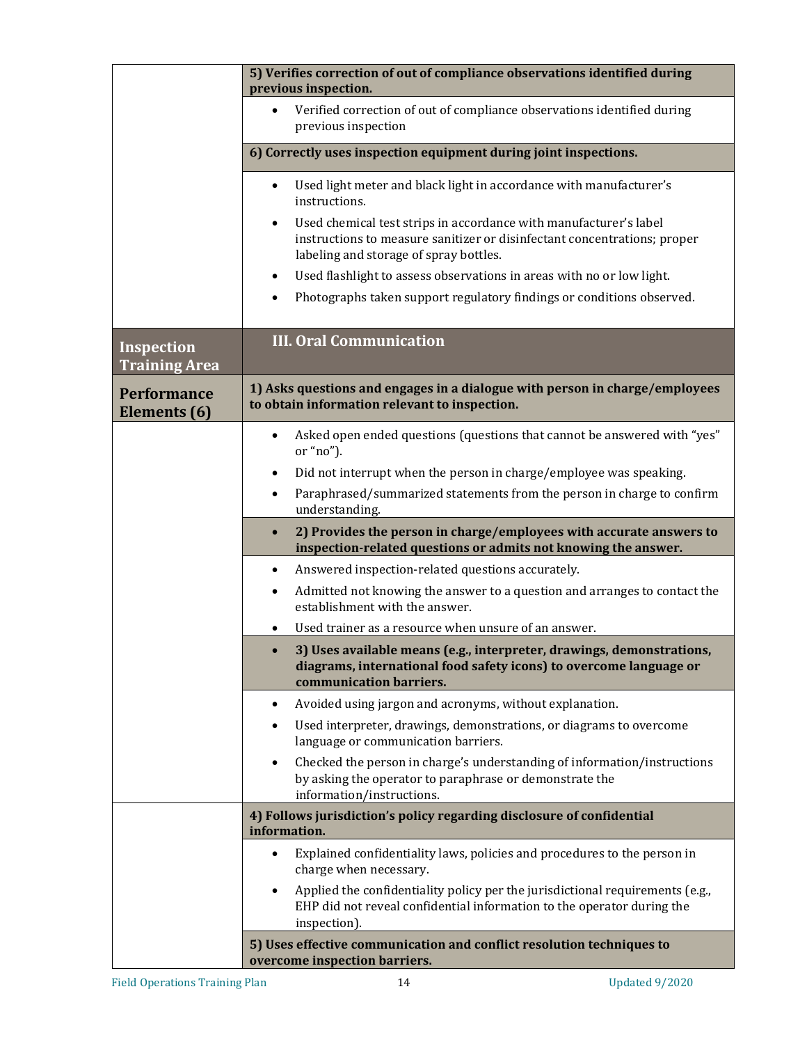| | |
|---|---|
| | **5) Verifies correction of out of compliance observations identified during previous inspection.** |
| | • Verified correction of out of compliance observations identified during previous inspection |
| | **6) Correctly uses inspection equipment during joint inspections.** |
| | • Used light meter and black light in accordance with manufacturer's instructions.<br>• Used chemical test strips in accordance with manufacturer's label instructions to measure sanitizer or disinfectant concentrations; proper labeling and storage of spray bottles.<br>• Used flashlight to assess observations in areas with no or low light.<br>• Photographs taken support regulatory findings or conditions observed. |
| **Inspection Training Area** | **III. Oral Communication** |
| **Performance Elements (6)** | **1) Asks questions and engages in a dialogue with person in charge/employees to obtain information relevant to inspection.** |
| | • Asked open ended questions (questions that cannot be answered with "yes" or "no").<br>• Did not interrupt when the person in charge/employee was speaking.<br>• Paraphrased/summarized statements from the person in charge to confirm understanding. |
| | • **2) Provides the person in charge/employees with accurate answers to inspection-related questions or admits not knowing the answer.** |
| | • Answered inspection-related questions accurately.<br>• Admitted not knowing the answer to a question and arranges to contact the establishment with the answer.<br>• Used trainer as a resource when unsure of an answer. |
| | • **3) Uses available means (e.g., interpreter, drawings, demonstrations, diagrams, international food safety icons) to overcome language or communication barriers.** |
| | • Avoided using jargon and acronyms, without explanation.<br>• Used interpreter, drawings, demonstrations, or diagrams to overcome language or communication barriers.<br>• Checked the person in charge's understanding of information/instructions by asking the operator to paraphrase or demonstrate the information/instructions. |
| | **4) Follows jurisdiction's policy regarding disclosure of confidential information.** |
| | • Explained confidentiality laws, policies and procedures to the person in charge when necessary.<br>• Applied the confidentiality policy per the jurisdictional requirements (e.g., EHP did not reveal confidential information to the operator during the inspection). |
| | **5) Uses effective communication and conflict resolution techniques to overcome inspection barriers.** |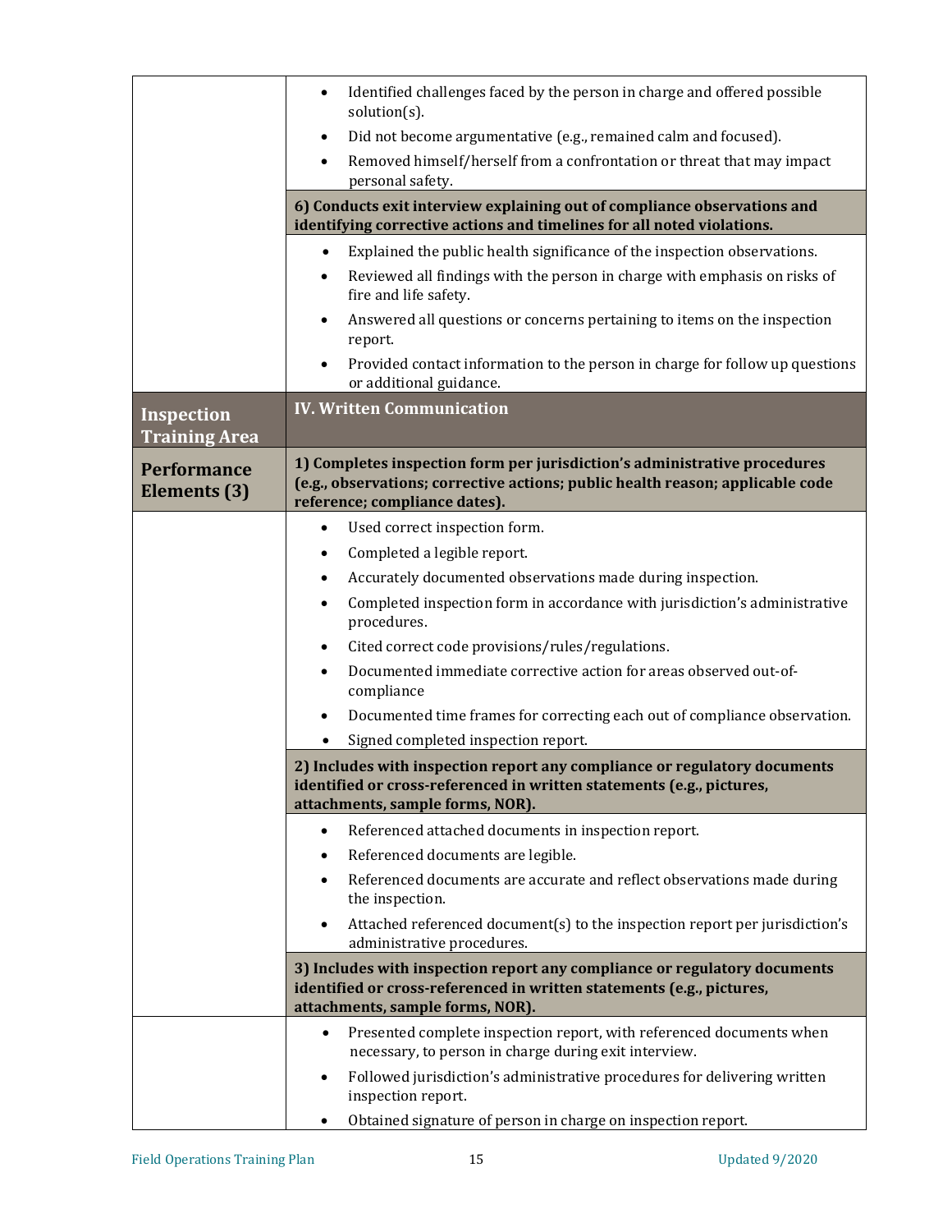| | |
|---|---|
| | • Identified challenges faced by the person in charge and offered possible solution(s).<br>• Did not become argumentative (e.g., remained calm and focused).<br>• Removed himself/herself from a confrontation or threat that may impact personal safety. |
| | **6) Conducts exit interview explaining out of compliance observations and identifying corrective actions and timelines for all noted violations.** |
| | • Explained the public health significance of the inspection observations.<br>• Reviewed all findings with the person in charge with emphasis on risks of fire and life safety.<br>• Answered all questions or concerns pertaining to items on the inspection report.<br>• Provided contact information to the person in charge for follow up questions or additional guidance. |
| **Inspection Training Area** | **IV. Written Communication** |
| **Performance Elements (3)** | **1) Completes inspection form per jurisdiction's administrative procedures (e.g., observations; corrective actions; public health reason; applicable code reference; compliance dates).** |
| | • Used correct inspection form.<br>• Completed a legible report.<br>• Accurately documented observations made during inspection.<br>• Completed inspection form in accordance with jurisdiction's administrative procedures.<br>• Cited correct code provisions/rules/regulations.<br>• Documented immediate corrective action for areas observed out-of-compliance<br>• Documented time frames for correcting each out of compliance observation.<br>• Signed completed inspection report. |
| | **2) Includes with inspection report any compliance or regulatory documents identified or cross-referenced in written statements (e.g., pictures, attachments, sample forms, NOR).** |
| | • Referenced attached documents in inspection report.<br>• Referenced documents are legible.<br>• Referenced documents are accurate and reflect observations made during the inspection.<br>• Attached referenced document(s) to the inspection report per jurisdiction's administrative procedures. |
| | **3) Includes with inspection report any compliance or regulatory documents identified or cross-referenced in written statements (e.g., pictures, attachments, sample forms, NOR).** |
| | • Presented complete inspection report, with referenced documents when necessary, to person in charge during exit interview.<br>• Followed jurisdiction's administrative procedures for delivering written inspection report.<br>• Obtained signature of person in charge on inspection report. |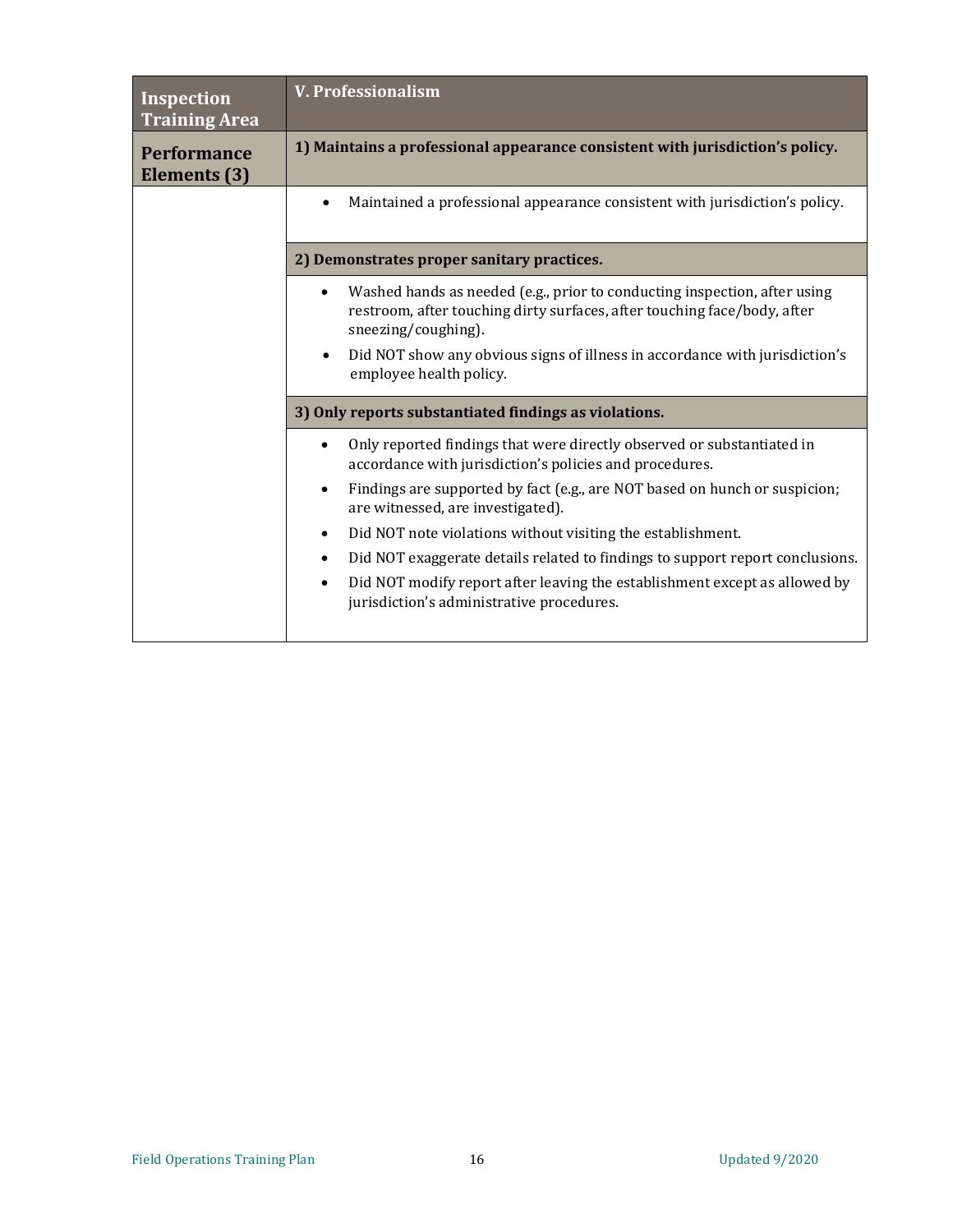| Inspection Training Area | V. Professionalism |
|---|---|
| **Performance Elements (3)** | **1) Maintains a professional appearance consistent with jurisdiction's policy.** |
| | • Maintained a professional appearance consistent with jurisdiction's policy. |
| | **2) Demonstrates proper sanitary practices.** |
| | • Washed hands as needed (e.g., prior to conducting inspection, after using restroom, after touching dirty surfaces, after touching face/body, after sneezing/coughing).<br>• Did NOT show any obvious signs of illness in accordance with jurisdiction's employee health policy. |
| | **3) Only reports substantiated findings as violations.** |
| | • Only reported findings that were directly observed or substantiated in accordance with jurisdiction's policies and procedures.<br>• Findings are supported by fact (e.g., are NOT based on hunch or suspicion; are witnessed, are investigated).<br>• Did NOT note violations without visiting the establishment.<br>• Did NOT exaggerate details related to findings to support report conclusions.<br>• Did NOT modify report after leaving the establishment except as allowed by jurisdiction's administrative procedures. |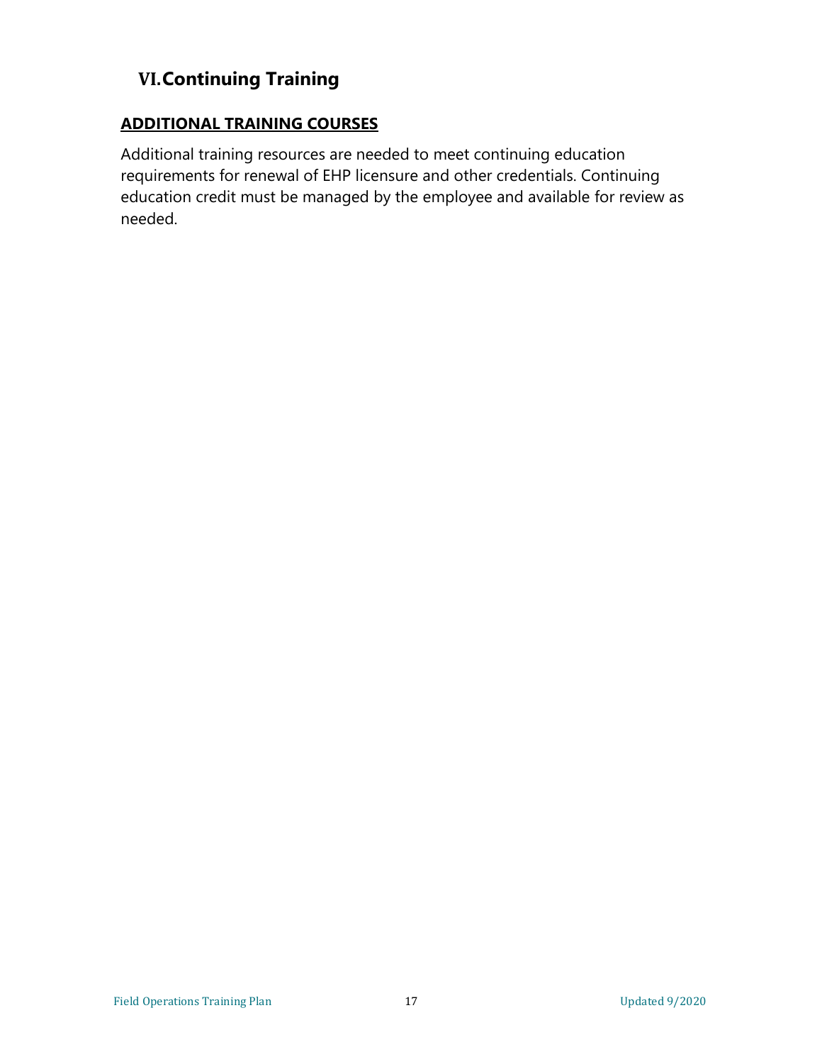# VI. Continuing Training

## ADDITIONAL TRAINING COURSES

Additional training resources are needed to meet continuing education requirements for renewal of EHP licensure and other credentials. Continuing education credit must be managed by the employee and available for review as needed.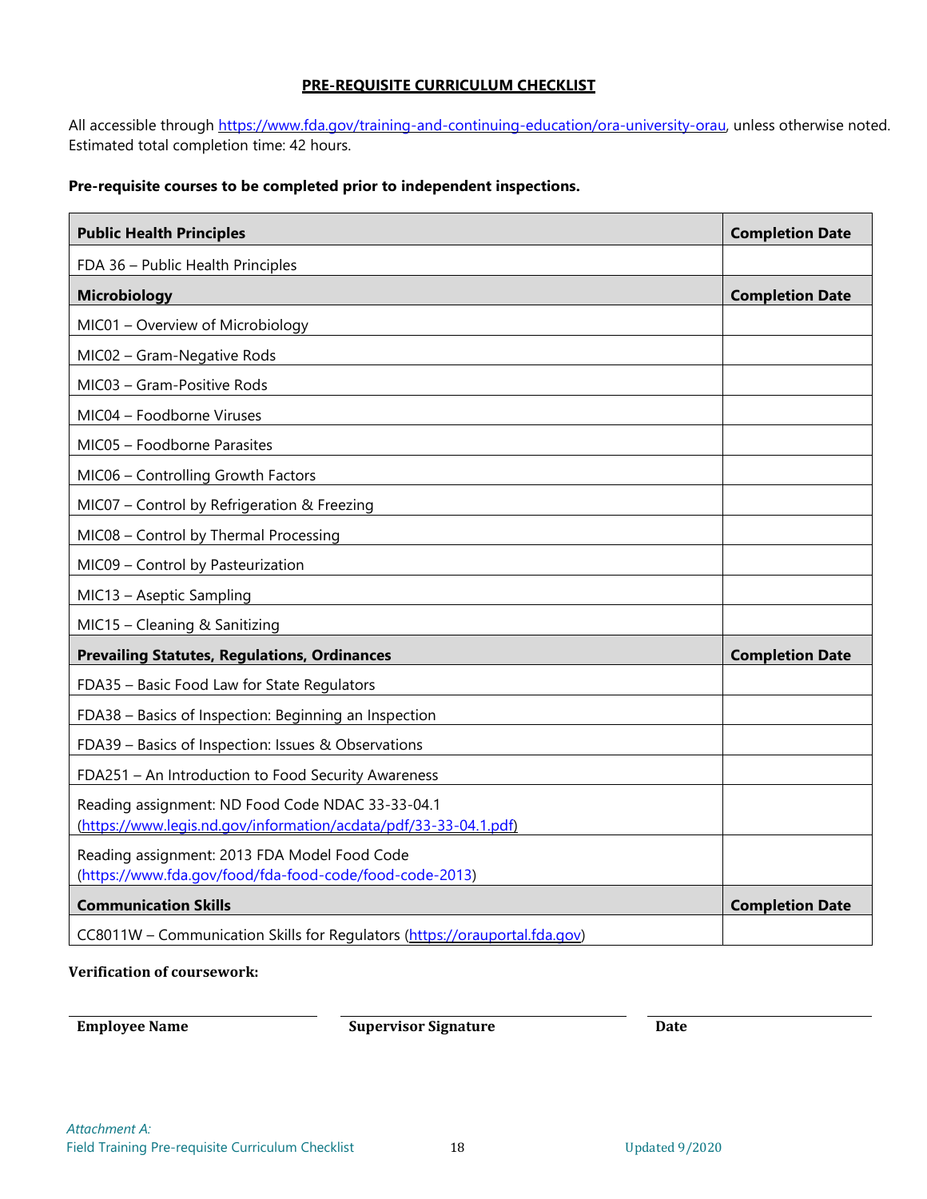# PRE-REQUISITE CURRICULUM CHECKLIST

All accessible through https://www.fda.gov/training-and-continuing-education/ora-university-orau, unless otherwise noted. Estimated total completion time: 42 hours.

**Pre-requisite courses to be completed prior to independent inspections.**

| **Public Health Principles** | **Completion Date** |
|---|---|
| FDA 36 – Public Health Principles | |
| **Microbiology** | **Completion Date** |
| MIC01 – Overview of Microbiology | |
| MIC02 – Gram-Negative Rods | |
| MIC03 – Gram-Positive Rods | |
| MIC04 – Foodborne Viruses | |
| MIC05 – Foodborne Parasites | |
| MIC06 – Controlling Growth Factors | |
| MIC07 – Control by Refrigeration & Freezing | |
| MIC08 – Control by Thermal Processing | |
| MIC09 – Control by Pasteurization | |
| MIC13 – Aseptic Sampling | |
| MIC15 – Cleaning & Sanitizing | |
| **Prevailing Statutes, Regulations, Ordinances** | **Completion Date** |
| FDA35 – Basic Food Law for State Regulators | |
| FDA38 – Basics of Inspection: Beginning an Inspection | |
| FDA39 – Basics of Inspection: Issues & Observations | |
| FDA251 – An Introduction to Food Security Awareness | |
| Reading assignment: ND Food Code NDAC 33-33-04.1 (https://www.legis.nd.gov/information/acdata/pdf/33-33-04.1.pdf) | |
| Reading assignment: 2013 FDA Model Food Code (https://www.fda.gov/food/fda-food-code/food-code-2013) | |
| **Communication Skills** | **Completion Date** |
| CC8011W – Communication Skills for Regulators (https://orauportal.fda.gov) | |

**Verification of coursework:**

**Employee Name** ______________________ **Supervisor Signature** ______________________ **Date** ______________________

*Attachment A:*
Field Training Pre-requisite Curriculum Checklist

Updated 9/2020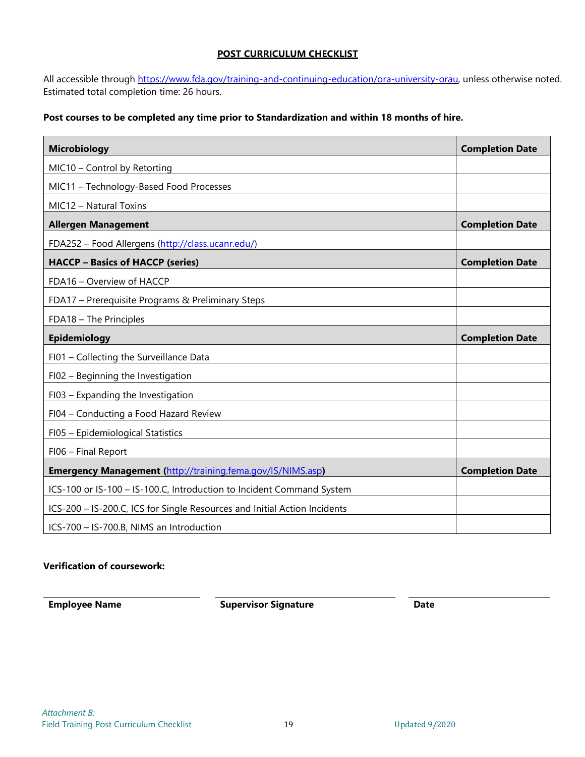# POST CURRICULUM CHECKLIST

All accessible through https://www.fda.gov/training-and-continuing-education/ora-university-orau, unless otherwise noted. Estimated total completion time: 26 hours.

**Post courses to be completed any time prior to Standardization and within 18 months of hire.**

| **Microbiology** | **Completion Date** |
|---|---|
| MIC10 – Control by Retorting | |
| MIC11 – Technology-Based Food Processes | |
| MIC12 – Natural Toxins | |
| **Allergen Management** | **Completion Date** |
| FDA252 – Food Allergens (http://class.ucanr.edu/) | |
| **HACCP – Basics of HACCP (series)** | **Completion Date** |
| FDA16 – Overview of HACCP | |
| FDA17 – Prerequisite Programs & Preliminary Steps | |
| FDA18 – The Principles | |
| **Epidemiology** | **Completion Date** |
| FI01 – Collecting the Surveillance Data | |
| FI02 – Beginning the Investigation | |
| FI03 – Expanding the Investigation | |
| FI04 – Conducting a Food Hazard Review | |
| FI05 – Epidemiological Statistics | |
| FI06 – Final Report | |
| **Emergency Management (http://training.fema.gov/IS/NIMS.asp)** | **Completion Date** |
| ICS-100 or IS-100 – IS-100.C, Introduction to Incident Command System | |
| ICS-200 – IS-200.C, ICS for Single Resources and Initial Action Incidents | |
| ICS-700 – IS-700.B, NIMS an Introduction | |

**Verification of coursework:**

| **Employee Name** | **Supervisor Signature** | **Date** |
|---|---|---|
| | | |

*Attachment B:*
Field Training Post Curriculum Checklist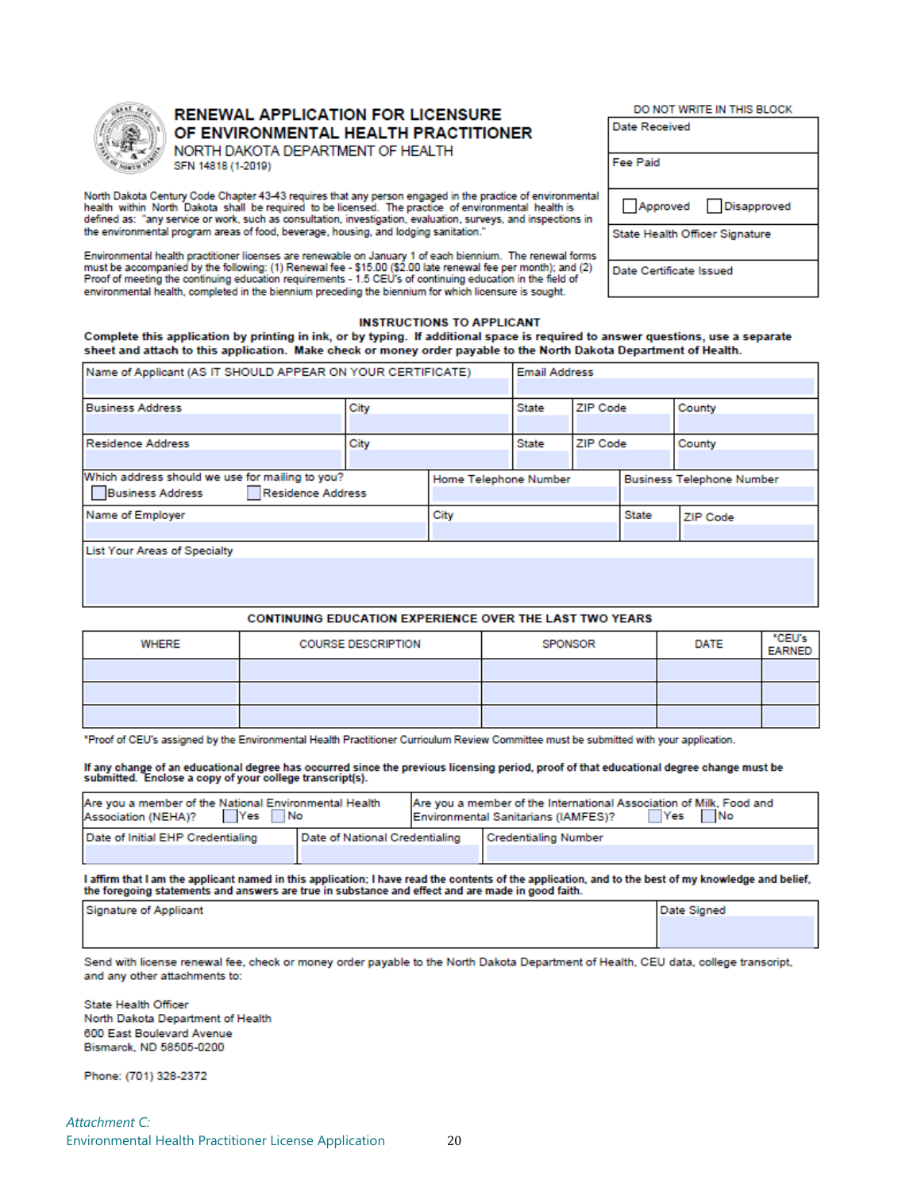# RENEWAL APPLICATION FOR LICENSURE OF ENVIRONMENTAL HEALTH PRACTITIONER

NORTH DAKOTA DEPARTMENT OF HEALTH
SFN 14818 (1-2019)

| DO NOT WRITE IN THIS BLOCK |
|---|
| Date Received |
| Fee Paid |
| ☐ Approved ☐ Disapproved |
| State Health Officer Signature |
| Date Certificate Issued |

North Dakota Century Code Chapter 43-43 requires that any person engaged in the practice of environmental health within North Dakota shall be required to be licensed. The practice of environmental health is defined as: "any service or work, such as consultation, investigation, evaluation, surveys, and inspections in the environmental program areas of food, beverage, housing, and lodging sanitation."

Environmental health practitioner licenses are renewable on January 1 of each biennium. The renewal forms must be accompanied by the following: (1) Renewal fee - $15.00 ($2.00 late renewal fee per month); and (2) Proof of meeting the continuing education requirements - 1.5 CEU's of continuing education in the field of environmental health, completed in the biennium preceding the biennium for which licensure is sought.

## INSTRUCTIONS TO APPLICANT

**Complete this application by printing in ink, or by typing. If additional space is required to answer questions, use a separate sheet and attach to this application. Make check or money order payable to the North Dakota Department of Health.**

| Name of Applicant (AS IT SHOULD APPEAR ON YOUR CERTIFICATE) | | Email Address | | |
|---|---|---|---|---|
| Business Address | City | State | ZIP Code | County |
| Residence Address | City | State | ZIP Code | County |
| Which address should we use for mailing to you? ☐ Business Address ☐ Residence Address | Home Telephone Number | | Business Telephone Number | |
| Name of Employer | City | | State | ZIP Code |
| List Your Areas of Specialty | | | | |

## CONTINUING EDUCATION EXPERIENCE OVER THE LAST TWO YEARS

| WHERE | COURSE DESCRIPTION | SPONSOR | DATE | *CEU's EARNED |
|---|---|---|---|---|
| | | | | |
| | | | | |
| | | | | |

*Proof of CEU's assigned by the Environmental Health Practitioner Curriculum Review Committee must be submitted with your application.

**If any change of an educational degree has occurred since the previous licensing period, proof of that educational degree change must be submitted. Enclose a copy of your college transcript(s).**

| Are you a member of the National Environmental Health Association (NEHA)? ☐ Yes ☐ No | | Are you a member of the International Association of Milk, Food and Environmental Sanitarians (IAMFES)? ☐ Yes ☐ No |
|---|---|---|
| Date of Initial EHP Credentialing | Date of National Credentialing | Credentialing Number |

**I affirm that I am the applicant named in this application; I have read the contents of the application, and to the best of my knowledge and belief, the foregoing statements and answers are true in substance and effect and are made in good faith.**

| Signature of Applicant | Date Signed |
|---|---|
| | |

Send with license renewal fee, check or money order payable to the North Dakota Department of Health, CEU data, college transcript, and any other attachments to:

State Health Officer
North Dakota Department of Health
600 East Boulevard Avenue
Bismarck, ND 58505-0200

Phone: (701) 328-2372

*Attachment C:*
Environmental Health Practitioner License Application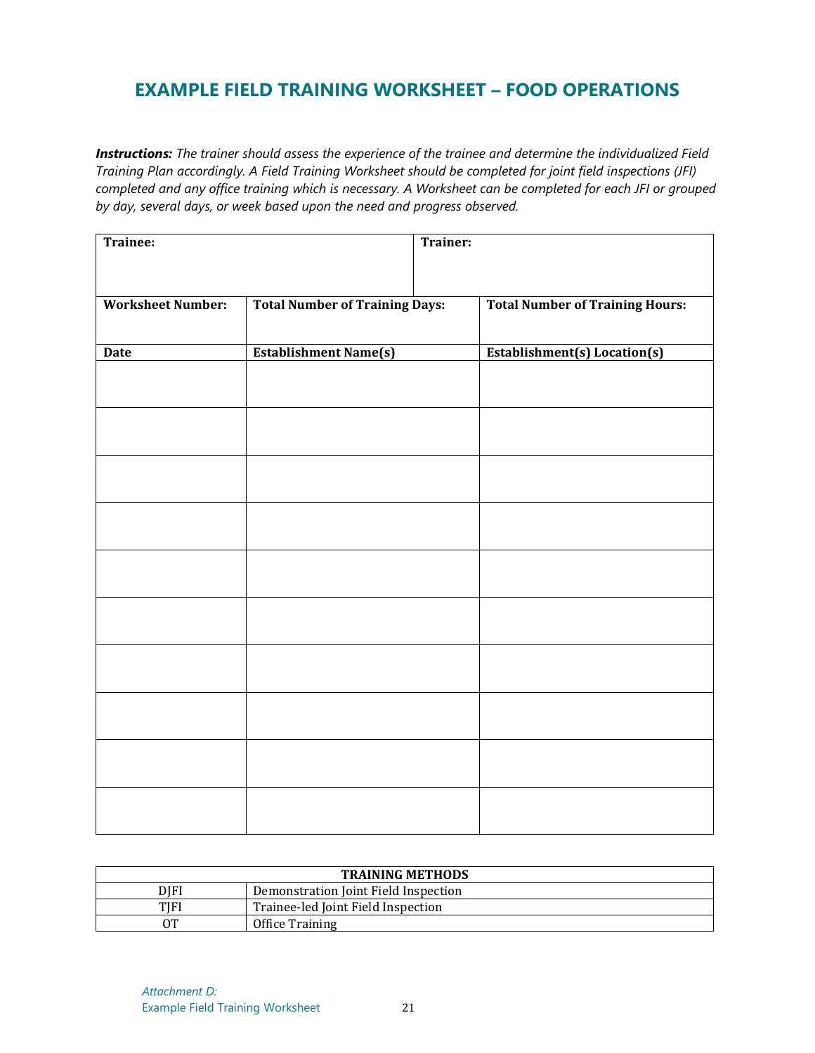# EXAMPLE FIELD TRAINING WORKSHEET – FOOD OPERATIONS

***Instructions:*** *The trainer should assess the experience of the trainee and determine the individualized Field Training Plan accordingly. A Field Training Worksheet should be completed for joint field inspections (JFI) completed and any office training which is necessary. A Worksheet can be completed for each JFI or grouped by day, several days, or week based upon the need and progress observed.*

| **Trainee:** | | **Trainer:** |
|---|---|---|
| **Worksheet Number:** | **Total Number of Training Days:** | **Total Number of Training Hours:** |
| **Date** | **Establishment Name(s)** | **Establishment(s) Location(s)** |
| | | |
| | | |
| | | |
| | | |
| | | |
| | | |
| | | |
| | | |
| | | |
| | | |

| **TRAINING METHODS** | |
|---|---|
| DJFI | Demonstration Joint Field Inspection |
| TJFI | Trainee-led Joint Field Inspection |
| OT | Office Training |

*Attachment D:*
Example Field Training Worksheet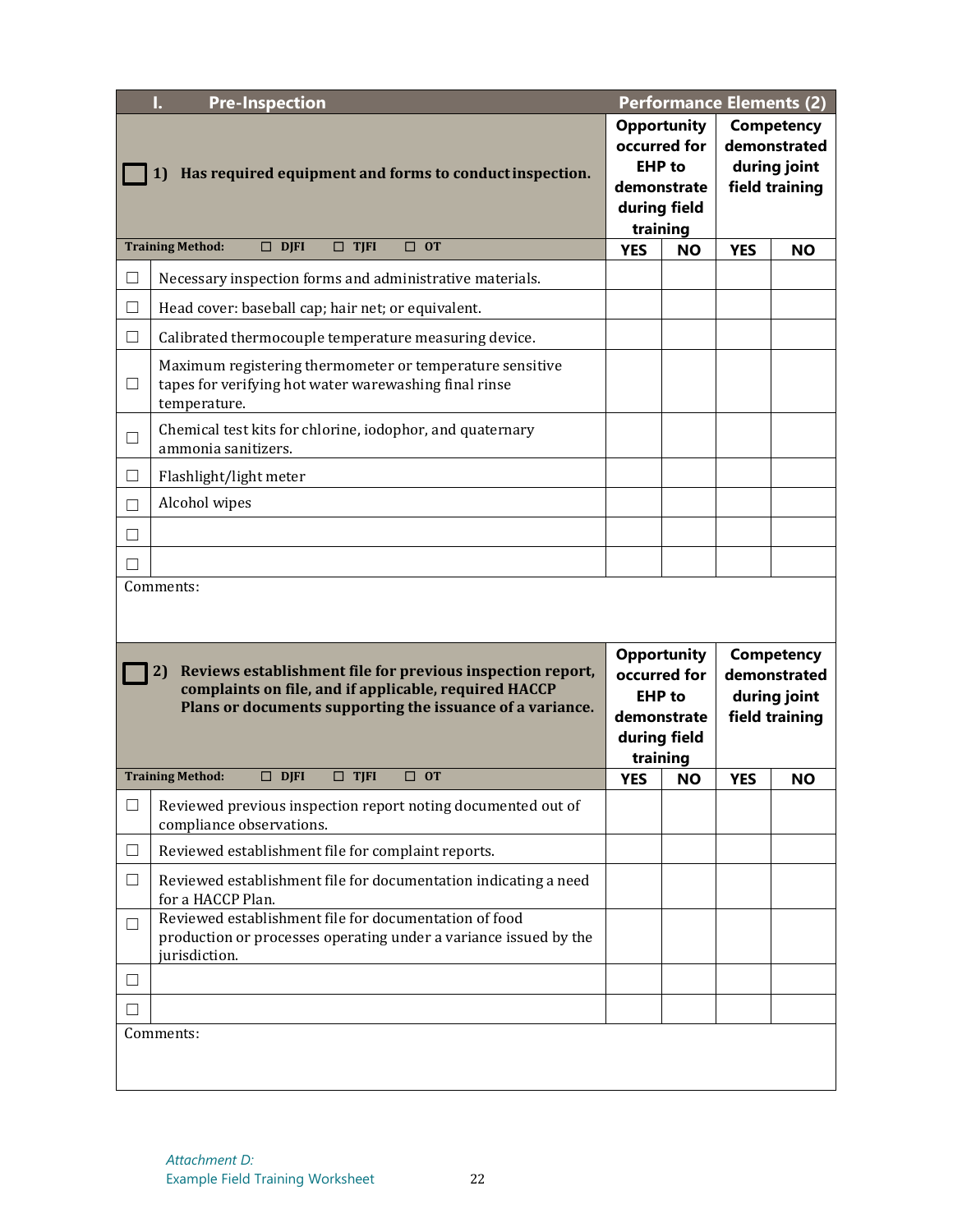| I. Pre-Inspection | Performance Elements (2) | | | |
|---|---|---|---|---|
| ☐ **1) Has required equipment and forms to conduct inspection.** | **Opportunity occurred for EHP to demonstrate during field training** | | **Competency demonstrated during joint field training** | |
| **Training Method:** ☐ DJFI ☐ TJFI ☐ OT | **YES** | **NO** | **YES** | **NO** |
| ☐ Necessary inspection forms and administrative materials. | | | | |
| ☐ Head cover: baseball cap; hair net; or equivalent. | | | | |
| ☐ Calibrated thermocouple temperature measuring device. | | | | |
| ☐ Maximum registering thermometer or temperature sensitive tapes for verifying hot water warewashing final rinse temperature. | | | | |
| ☐ Chemical test kits for chlorine, iodophor, and quaternary ammonia sanitizers. | | | | |
| ☐ Flashlight/light meter | | | | |
| ☐ Alcohol wipes | | | | |
| ☐ | | | | |
| ☐ | | | | |
| Comments: | | | | |

| ☐ **2) Reviews establishment file for previous inspection report, complaints on file, and if applicable, required HACCP Plans or documents supporting the issuance of a variance.** | **Opportunity occurred for EHP to demonstrate during field training** | | **Competency demonstrated during joint field training** | |
|---|---|---|---|---|
| **Training Method:** ☐ DJFI ☐ TJFI ☐ OT | **YES** | **NO** | **YES** | **NO** |
| ☐ Reviewed previous inspection report noting documented out of compliance observations. | | | | |
| ☐ Reviewed establishment file for complaint reports. | | | | |
| ☐ Reviewed establishment file for documentation indicating a need for a HACCP Plan. | | | | |
| ☐ Reviewed establishment file for documentation of food production or processes operating under a variance issued by the jurisdiction. | | | | |
| ☐ | | | | |
| ☐ | | | | |
| Comments: | | | | |

*Attachment D:*
Example Field Training Worksheet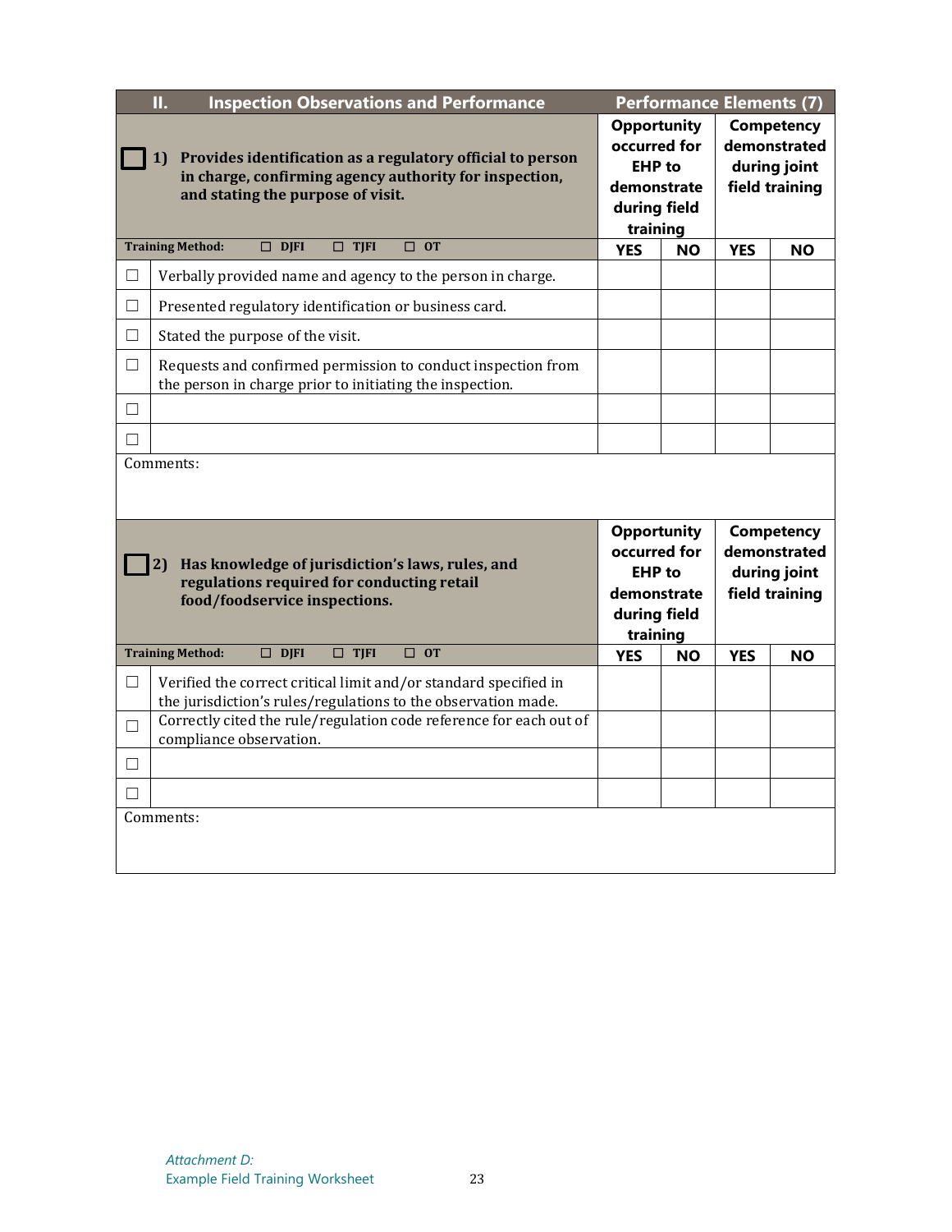## II. Inspection Observations and Performance — Performance Elements (7)

| ☐ 1) **Provides identification as a regulatory official to person in charge, confirming agency authority for inspection, and stating the purpose of visit.** | | Opportunity occurred for EHP to demonstrate during field training | | Competency demonstrated during joint field training | |
|---|---|---|---|---|---|
| **Training Method:** ☐ DJFI ☐ TJFI ☐ OT | | **YES** | **NO** | **YES** | **NO** |
| ☐ | Verbally provided name and agency to the person in charge. | | | | |
| ☐ | Presented regulatory identification or business card. | | | | |
| ☐ | Stated the purpose of the visit. | | | | |
| ☐ | Requests and confirmed permission to conduct inspection from the person in charge prior to initiating the inspection. | | | | |
| ☐ | | | | | |
| ☐ | | | | | |
| Comments: | | | | | |

| ☐ 2) **Has knowledge of jurisdiction's laws, rules, and regulations required for conducting retail food/foodservice inspections.** | | Opportunity occurred for EHP to demonstrate during field training | | Competency demonstrated during joint field training | |
|---|---|---|---|---|---|
| **Training Method:** ☐ DJFI ☐ TJFI ☐ OT | | **YES** | **NO** | **YES** | **NO** |
| ☐ | Verified the correct critical limit and/or standard specified in the jurisdiction's rules/regulations to the observation made. | | | | |
| ☐ | Correctly cited the rule/regulation code reference for each out of compliance observation. | | | | |
| ☐ | | | | | |
| ☐ | | | | | |
| Comments: | | | | | |

*Attachment D:*
Example Field Training Worksheet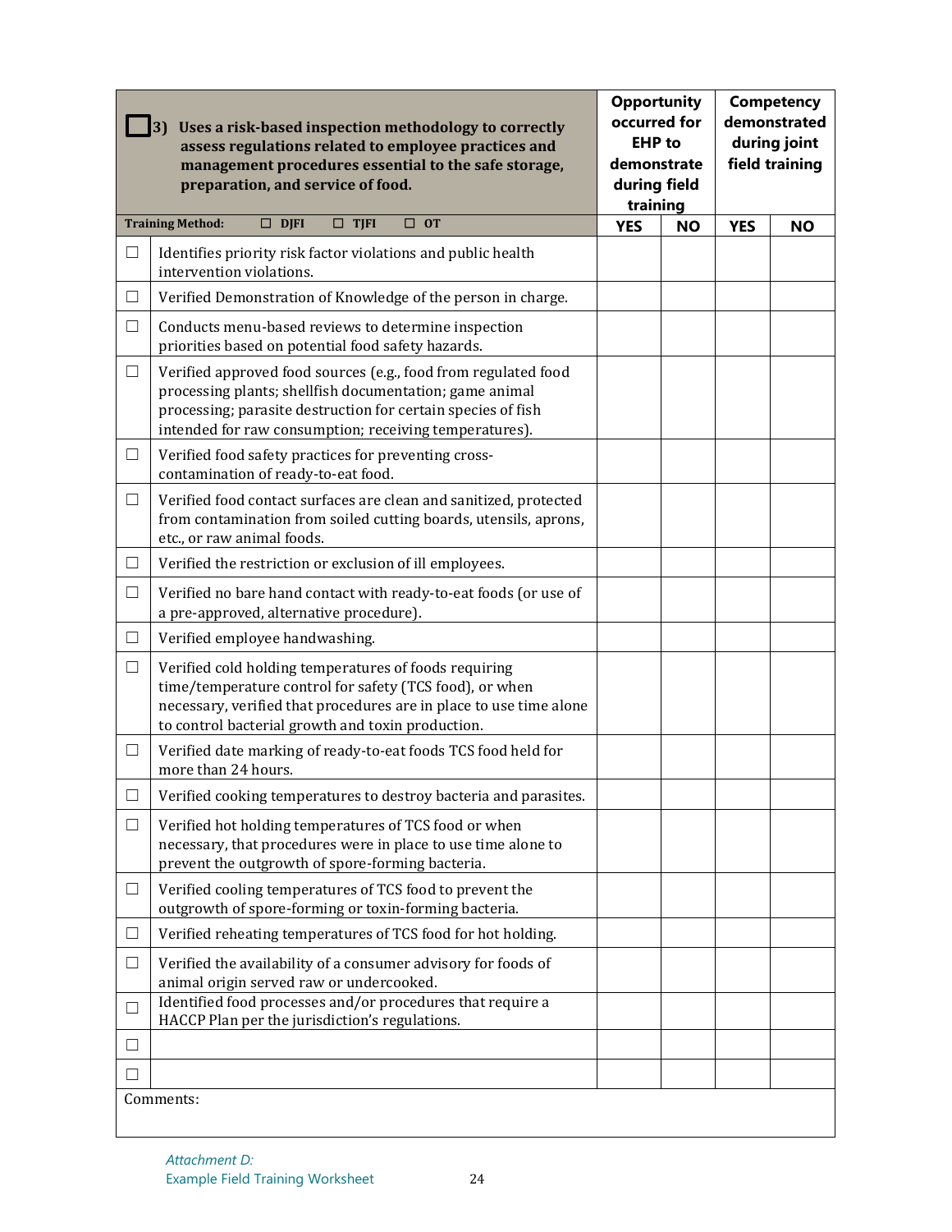| ☐ 3) Uses a risk-based inspection methodology to correctly assess regulations related to employee practices and management procedures essential to the safe storage, preparation, and service of food. | | Opportunity occurred for EHP to demonstrate during field training | | Competency demonstrated during joint field training | |
|---|---|---|---|---|---|
| **Training Method:** ☐ DJFI ☐ TJFI ☐ OT | | **YES** | **NO** | **YES** | **NO** |
| ☐ | Identifies priority risk factor violations and public health intervention violations. | | | | |
| ☐ | Verified Demonstration of Knowledge of the person in charge. | | | | |
| ☐ | Conducts menu-based reviews to determine inspection priorities based on potential food safety hazards. | | | | |
| ☐ | Verified approved food sources (e.g., food from regulated food processing plants; shellfish documentation; game animal processing; parasite destruction for certain species of fish intended for raw consumption; receiving temperatures). | | | | |
| ☐ | Verified food safety practices for preventing cross-contamination of ready-to-eat food. | | | | |
| ☐ | Verified food contact surfaces are clean and sanitized, protected from contamination from soiled cutting boards, utensils, aprons, etc., or raw animal foods. | | | | |
| ☐ | Verified the restriction or exclusion of ill employees. | | | | |
| ☐ | Verified no bare hand contact with ready-to-eat foods (or use of a pre-approved, alternative procedure). | | | | |
| ☐ | Verified employee handwashing. | | | | |
| ☐ | Verified cold holding temperatures of foods requiring time/temperature control for safety (TCS food), or when necessary, verified that procedures are in place to use time alone to control bacterial growth and toxin production. | | | | |
| ☐ | Verified date marking of ready-to-eat foods TCS food held for more than 24 hours. | | | | |
| ☐ | Verified cooking temperatures to destroy bacteria and parasites. | | | | |
| ☐ | Verified hot holding temperatures of TCS food or when necessary, that procedures were in place to use time alone to prevent the outgrowth of spore-forming bacteria. | | | | |
| ☐ | Verified cooling temperatures of TCS food to prevent the outgrowth of spore-forming or toxin-forming bacteria. | | | | |
| ☐ | Verified reheating temperatures of TCS food for hot holding. | | | | |
| ☐ | Verified the availability of a consumer advisory for foods of animal origin served raw or undercooked. | | | | |
| ☐ | Identified food processes and/or procedures that require a HACCP Plan per the jurisdiction's regulations. | | | | |
| ☐ | | | | | |
| ☐ | | | | | |
| Comments: | | | | | |

*Attachment D:*
Example Field Training Worksheet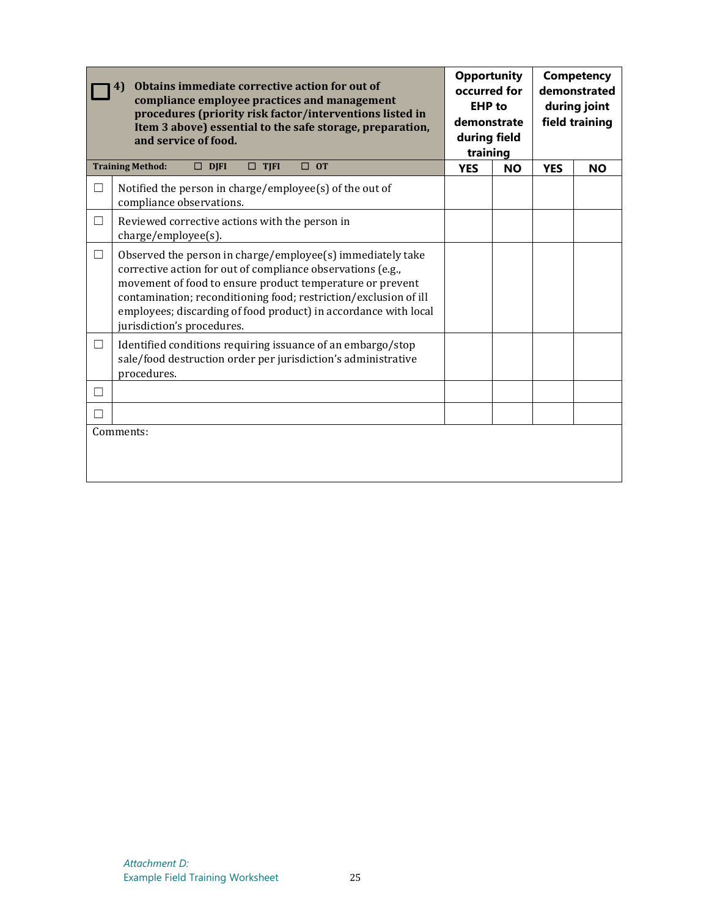| ☐ | **4) Obtains immediate corrective action for out of compliance employee practices and management procedures (priority risk factor/interventions listed in Item 3 above) essential to the safe storage, preparation, and service of food.** | **Opportunity occurred for EHP to demonstrate during field training** | | **Competency demonstrated during joint field training** | |
|---|---|---|---|---|---|
| | **Training Method:** ☐ **DJFI** ☐ **TJFI** ☐ **OT** | **YES** | **NO** | **YES** | **NO** |
| ☐ | Notified the person in charge/employee(s) of the out of compliance observations. | | | | |
| ☐ | Reviewed corrective actions with the person in charge/employee(s). | | | | |
| ☐ | Observed the person in charge/employee(s) immediately take corrective action for out of compliance observations (e.g., movement of food to ensure product temperature or prevent contamination; reconditioning food; restriction/exclusion of ill employees; discarding of food product) in accordance with local jurisdiction's procedures. | | | | |
| ☐ | Identified conditions requiring issuance of an embargo/stop sale/food destruction order per jurisdiction's administrative procedures. | | | | |
| ☐ | | | | | |
| ☐ | | | | | |
| Comments: | | | | | |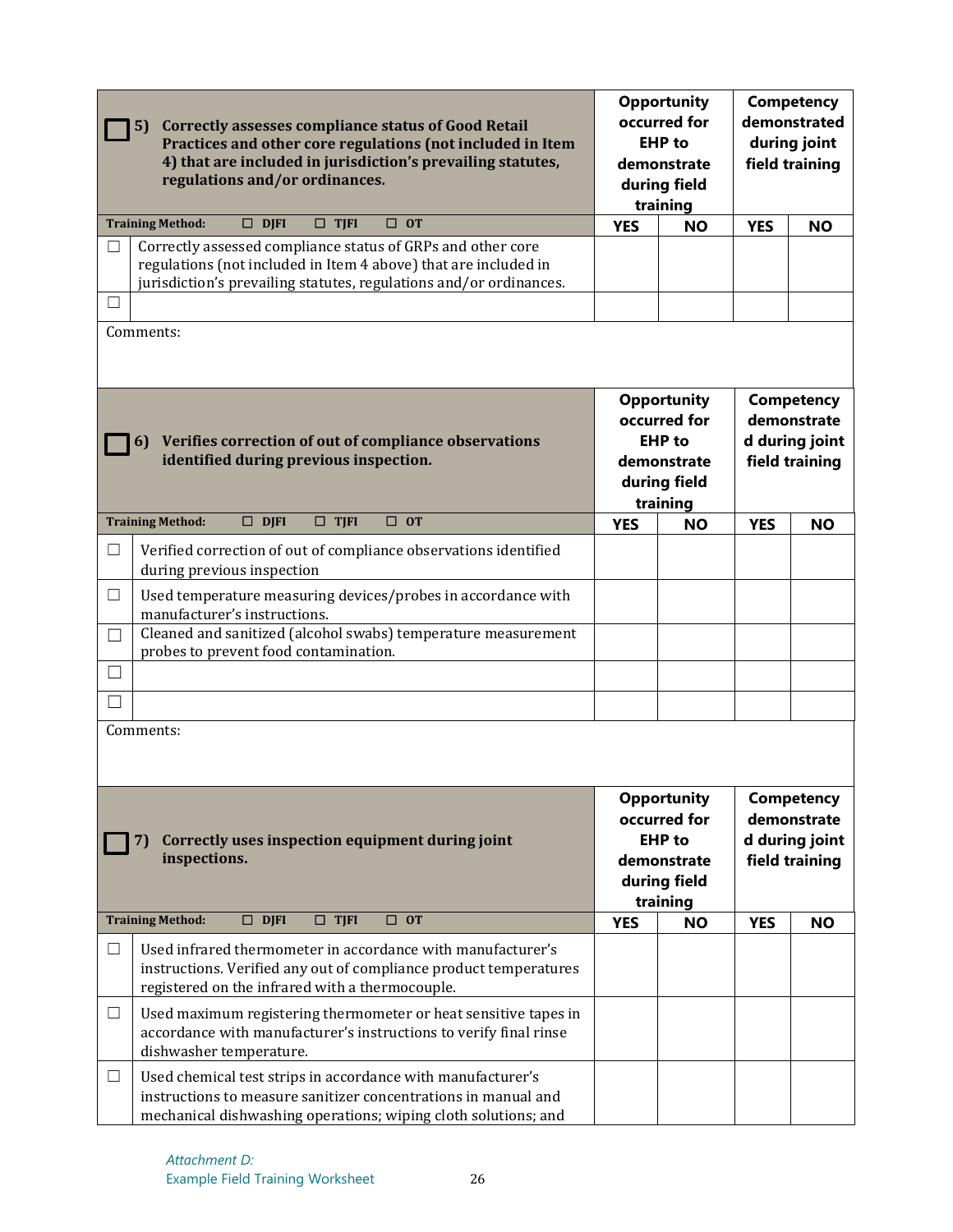| ☐ 5) Correctly assesses compliance status of Good Retail Practices and other core regulations (not included in Item 4) that are included in jurisdiction's prevailing statutes, regulations and/or ordinances. | | Opportunity occurred for EHP to demonstrate during field training | | Competency demonstrated during joint field training | |
|---|---|---|---|---|---|
| **Training Method:** ☐ DJFI ☐ TJFI ☐ OT | | **YES** | **NO** | **YES** | **NO** |
| ☐ | Correctly assessed compliance status of GRPs and other core regulations (not included in Item 4 above) that are included in jurisdiction's prevailing statutes, regulations and/or ordinances. | | | | |
| ☐ | | | | | |
| Comments: | | | | | |

| ☐ 6) Verifies correction of out of compliance observations identified during previous inspection. | | Opportunity occurred for EHP to demonstrate during field training | | Competency demonstrated during joint field training | |
|---|---|---|---|---|---|
| **Training Method:** ☐ DJFI ☐ TJFI ☐ OT | | **YES** | **NO** | **YES** | **NO** |
| ☐ | Verified correction of out of compliance observations identified during previous inspection | | | | |
| ☐ | Used temperature measuring devices/probes in accordance with manufacturer's instructions. | | | | |
| ☐ | Cleaned and sanitized (alcohol swabs) temperature measurement probes to prevent food contamination. | | | | |
| ☐ | | | | | |
| ☐ | | | | | |
| Comments: | | | | | |

| ☐ 7) Correctly uses inspection equipment during joint inspections. | | Opportunity occurred for EHP to demonstrate during field training | | Competency demonstrated during joint field training | |
|---|---|---|---|---|---|
| **Training Method:** ☐ DJFI ☐ TJFI ☐ OT | | **YES** | **NO** | **YES** | **NO** |
| ☐ | Used infrared thermometer in accordance with manufacturer's instructions. Verified any out of compliance product temperatures registered on the infrared with a thermocouple. | | | | |
| ☐ | Used maximum registering thermometer or heat sensitive tapes in accordance with manufacturer's instructions to verify final rinse dishwasher temperature. | | | | |
| ☐ | Used chemical test strips in accordance with manufacturer's instructions to measure sanitizer concentrations in manual and mechanical dishwashing operations; wiping cloth solutions; and | | | | |

*Attachment D:*
Example Field Training Worksheet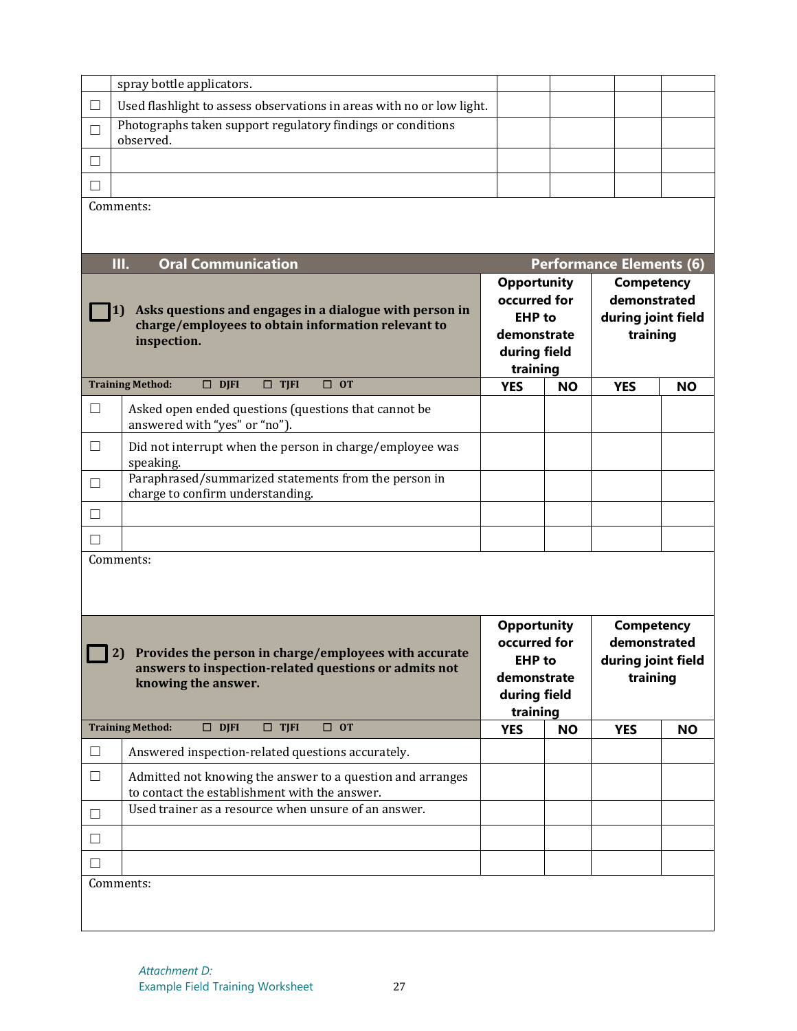| | | | | | |
|---|---|---|---|---|---|
| | spray bottle applicators. | | | | |
| ☐ | Used flashlight to assess observations in areas with no or low light. | | | | |
| ☐ | Photographs taken support regulatory findings or conditions observed. | | | | |
| ☐ | | | | | |
| ☐ | | | | | |

Comments:

## III. Oral Communication — Performance Elements (6)

| ☐ 1) **Asks questions and engages in a dialogue with person in charge/employees to obtain information relevant to inspection.** | | Opportunity occurred for EHP to demonstrate during field training | | Competency demonstrated during joint field training | |
|---|---|---|---|---|---|
| **Training Method:** ☐ DJFI ☐ TJFI ☐ OT | | **YES** | **NO** | **YES** | **NO** |
| ☐ | Asked open ended questions (questions that cannot be answered with "yes" or "no"). | | | | |
| ☐ | Did not interrupt when the person in charge/employee was speaking. | | | | |
| ☐ | Paraphrased/summarized statements from the person in charge to confirm understanding. | | | | |
| ☐ | | | | | |
| ☐ | | | | | |

Comments:

| ☐ 2) **Provides the person in charge/employees with accurate answers to inspection-related questions or admits not knowing the answer.** | | Opportunity occurred for EHP to demonstrate during field training | | Competency demonstrated during joint field training | |
|---|---|---|---|---|---|
| **Training Method:** ☐ DJFI ☐ TJFI ☐ OT | | **YES** | **NO** | **YES** | **NO** |
| ☐ | Answered inspection-related questions accurately. | | | | |
| ☐ | Admitted not knowing the answer to a question and arranges to contact the establishment with the answer. | | | | |
| ☐ | Used trainer as a resource when unsure of an answer. | | | | |
| ☐ | | | | | |
| ☐ | | | | | |

Comments:

*Attachment D:*
Example Field Training Worksheet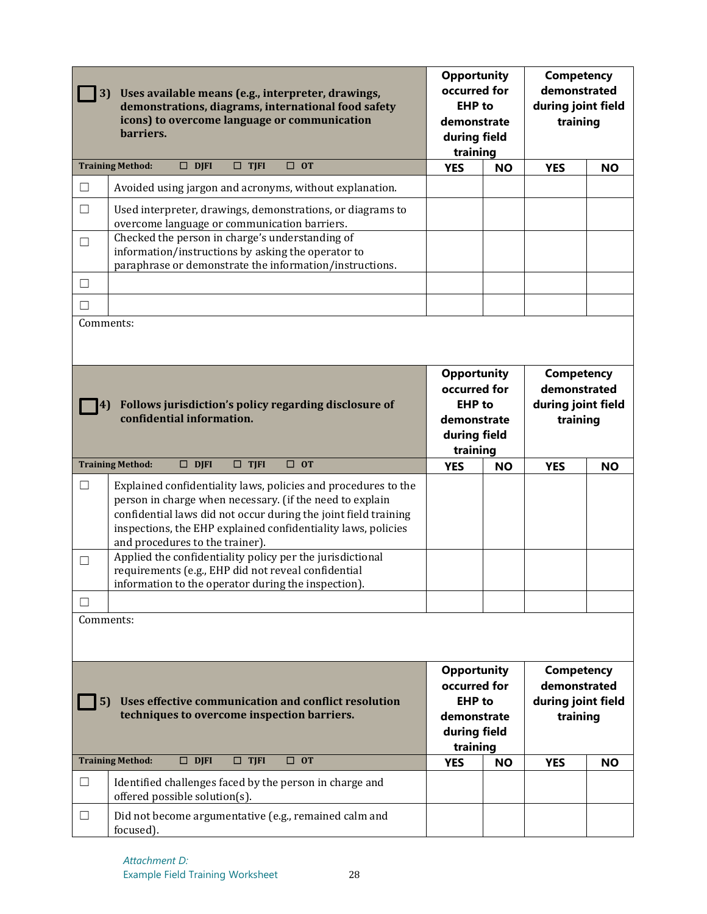| ☐ 3) Uses available means (e.g., interpreter, drawings, demonstrations, diagrams, international food safety icons) to overcome language or communication barriers. | | Opportunity occurred for EHP to demonstrate during field training | | Competency demonstrated during joint field training | |
|---|---|---|---|---|---|
| **Training Method:** ☐ DJFI ☐ TJFI ☐ OT | | **YES** | **NO** | **YES** | **NO** |
| ☐ | Avoided using jargon and acronyms, without explanation. | | | | |
| ☐ | Used interpreter, drawings, demonstrations, or diagrams to overcome language or communication barriers. | | | | |
| ☐ | Checked the person in charge's understanding of information/instructions by asking the operator to paraphrase or demonstrate the information/instructions. | | | | |
| ☐ | | | | | |
| ☐ | | | | | |
| Comments: | | | | | |

| ☐ 4) Follows jurisdiction's policy regarding disclosure of confidential information. | | Opportunity occurred for EHP to demonstrate during field training | | Competency demonstrated during joint field training | |
|---|---|---|---|---|---|
| **Training Method:** ☐ DJFI ☐ TJFI ☐ OT | | **YES** | **NO** | **YES** | **NO** |
| ☐ | Explained confidentiality laws, policies and procedures to the person in charge when necessary. (if the need to explain confidential laws did not occur during the joint field training inspections, the EHP explained confidentiality laws, policies and procedures to the trainer). | | | | |
| ☐ | Applied the confidentiality policy per the jurisdictional requirements (e.g., EHP did not reveal confidential information to the operator during the inspection). | | | | |
| ☐ | | | | | |
| Comments: | | | | | |

| ☐ 5) Uses effective communication and conflict resolution techniques to overcome inspection barriers. | | Opportunity occurred for EHP to demonstrate during field training | | Competency demonstrated during joint field training | |
|---|---|---|---|---|---|
| **Training Method:** ☐ DJFI ☐ TJFI ☐ OT | | **YES** | **NO** | **YES** | **NO** |
| ☐ | Identified challenges faced by the person in charge and offered possible solution(s). | | | | |
| ☐ | Did not become argumentative (e.g., remained calm and focused). | | | | |

*Attachment D:*
Example Field Training Worksheet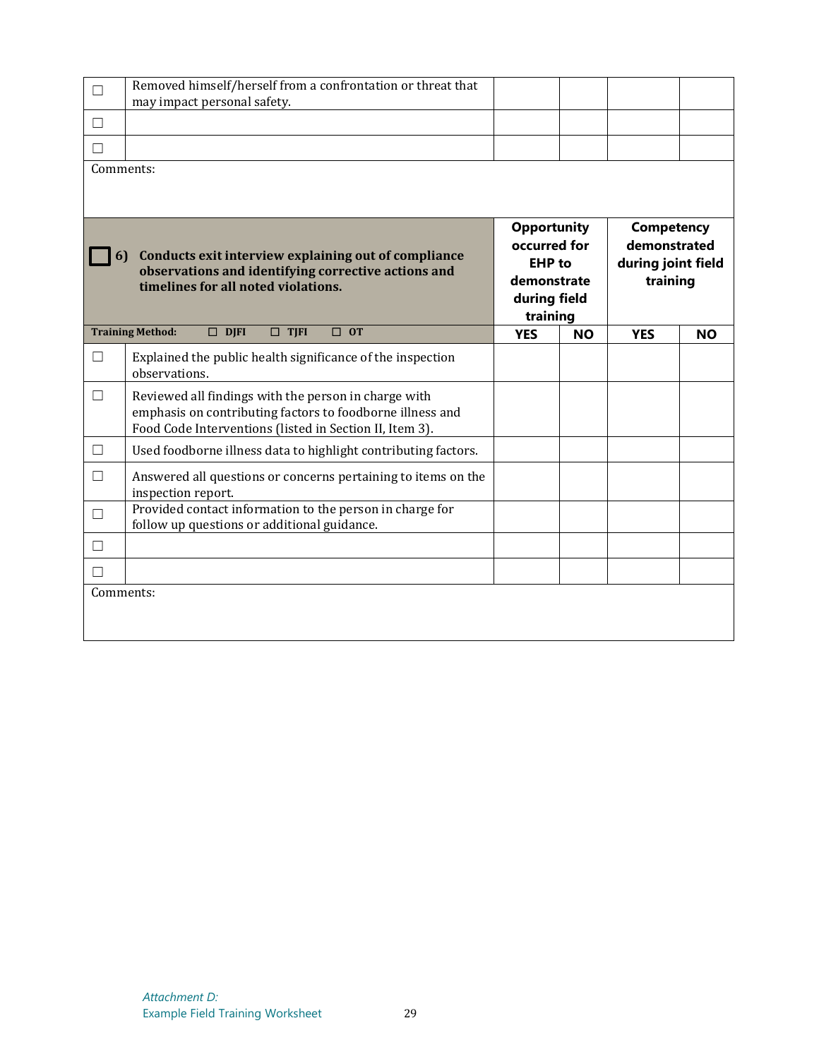| ☐ | Removed himself/herself from a confrontation or threat that may impact personal safety. | | | | |
|---|---|---|---|---|---|
| ☐ | | | | | |
| ☐ | | | | | |

Comments:

| ☐ | **6) Conducts exit interview explaining out of compliance observations and identifying corrective actions and timelines for all noted violations.** | **Opportunity occurred for EHP to demonstrate during field training** | | **Competency demonstrated during joint field training** | |
|---|---|---|---|---|---|
| **Training Method:** | ☐ **DJFI** ☐ **TJFI** ☐ **OT** | **YES** | **NO** | **YES** | **NO** |
| ☐ | Explained the public health significance of the inspection observations. | | | | |
| ☐ | Reviewed all findings with the person in charge with emphasis on contributing factors to foodborne illness and Food Code Interventions (listed in Section II, Item 3). | | | | |
| ☐ | Used foodborne illness data to highlight contributing factors. | | | | |
| ☐ | Answered all questions or concerns pertaining to items on the inspection report. | | | | |
| ☐ | Provided contact information to the person in charge for follow up questions or additional guidance. | | | | |
| ☐ | | | | | |
| ☐ | | | | | |

Comments:

*Attachment D:*
Example Field Training Worksheet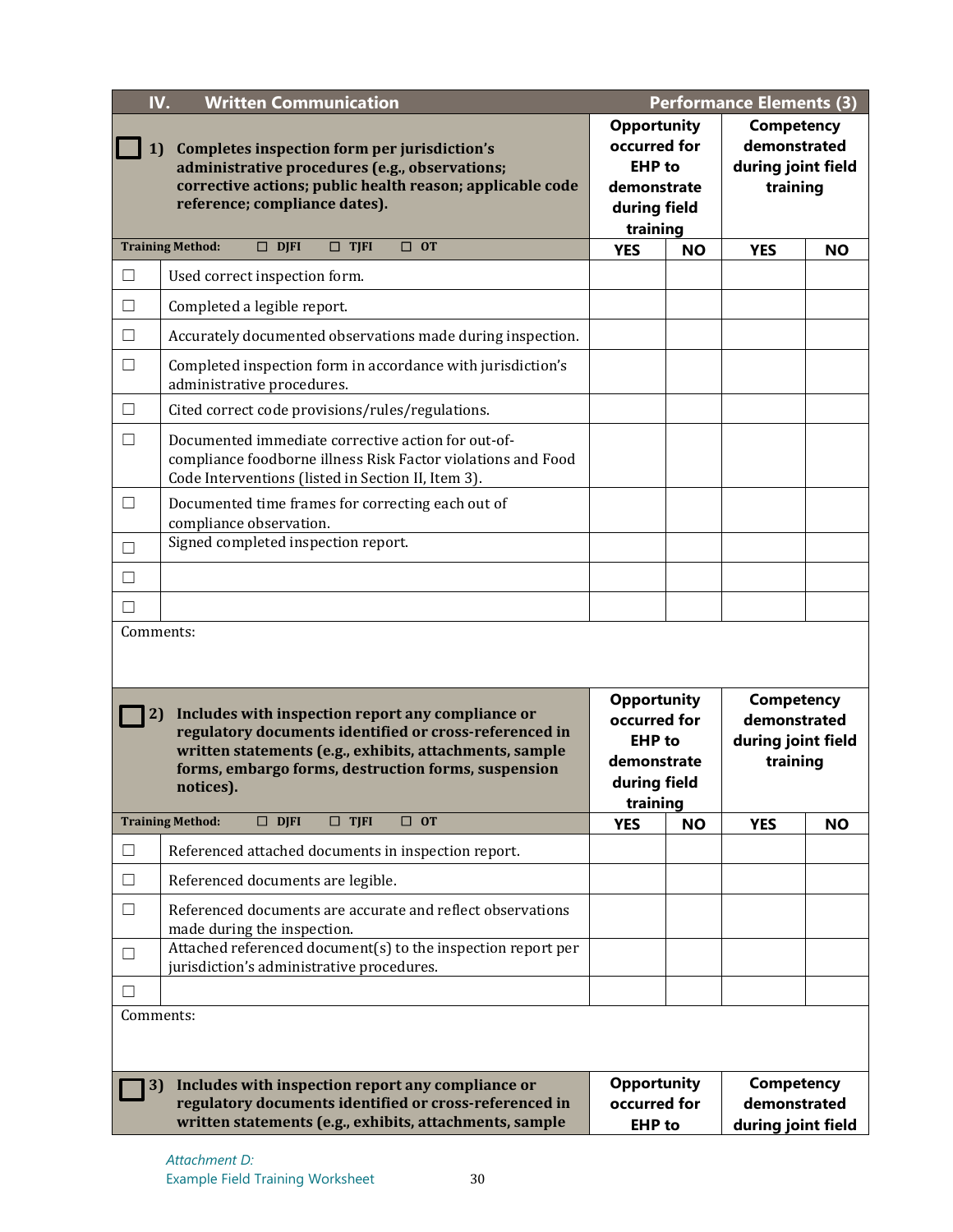| IV. Written Communication | | Performance Elements (3) | | | |
|---|---|---|---|---|---|
| ☐ 1) **Completes inspection form per jurisdiction's administrative procedures (e.g., observations; corrective actions; public health reason; applicable code reference; compliance dates).** | | **Opportunity occurred for EHP to demonstrate during field training** | | **Competency demonstrated during joint field training** | |
| **Training Method:** ☐ DJFI ☐ TJFI ☐ OT | | **YES** | **NO** | **YES** | **NO** |
| ☐ | Used correct inspection form. | | | | |
| ☐ | Completed a legible report. | | | | |
| ☐ | Accurately documented observations made during inspection. | | | | |
| ☐ | Completed inspection form in accordance with jurisdiction's administrative procedures. | | | | |
| ☐ | Cited correct code provisions/rules/regulations. | | | | |
| ☐ | Documented immediate corrective action for out-of-compliance foodborne illness Risk Factor violations and Food Code Interventions (listed in Section II, Item 3). | | | | |
| ☐ | Documented time frames for correcting each out of compliance observation. | | | | |
| ☐ | Signed completed inspection report. | | | | |
| ☐ | | | | | |
| ☐ | | | | | |
| Comments: | | | | | |

| ☐ 2) **Includes with inspection report any compliance or regulatory documents identified or cross-referenced in written statements (e.g., exhibits, attachments, sample forms, embargo forms, destruction forms, suspension notices).** | | **Opportunity occurred for EHP to demonstrate during field training** | | **Competency demonstrated during joint field training** | |
|---|---|---|---|---|---|
| **Training Method:** ☐ DJFI ☐ TJFI ☐ OT | | **YES** | **NO** | **YES** | **NO** |
| ☐ | Referenced attached documents in inspection report. | | | | |
| ☐ | Referenced documents are legible. | | | | |
| ☐ | Referenced documents are accurate and reflect observations made during the inspection. | | | | |
| ☐ | Attached referenced document(s) to the inspection report per jurisdiction's administrative procedures. | | | | |
| ☐ | | | | | |
| Comments: | | | | | |

| ☐ 3) **Includes with inspection report any compliance or regulatory documents identified or cross-referenced in written statements (e.g., exhibits, attachments, sample** | **Opportunity occurred for EHP to** | **Competency demonstrated during joint field** |
|---|---|---|

*Attachment D:*
Example Field Training Worksheet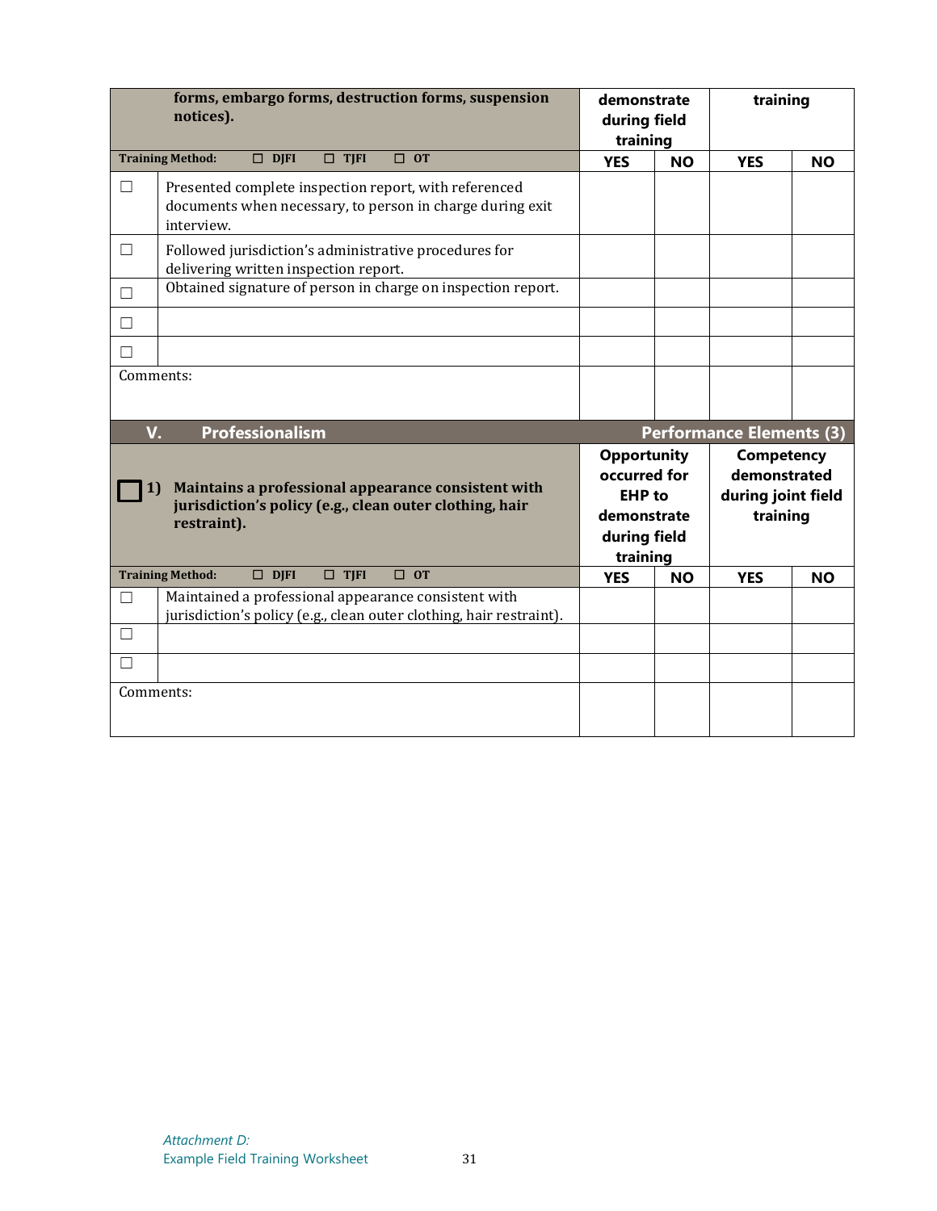| | forms, embargo forms, destruction forms, suspension notices). | demonstrate during field training | | training | |
|---|---|---|---|---|---|
| **Training Method:** ☐ DJFI ☐ TJFI ☐ OT | | **YES** | **NO** | **YES** | **NO** |
| ☐ | Presented complete inspection report, with referenced documents when necessary, to person in charge during exit interview. | | | | |
| ☐ | Followed jurisdiction's administrative procedures for delivering written inspection report. | | | | |
| ☐ | Obtained signature of person in charge on inspection report. | | | | |
| ☐ | | | | | |
| ☐ | | | | | |
| Comments: | | | | | |

| **V. Professionalism** | | **Performance Elements (3)** | | | |
|---|---|---|---|---|---|
| ☐ | **1) Maintains a professional appearance consistent with jurisdiction's policy (e.g., clean outer clothing, hair restraint).** | **Opportunity occurred for EHP to demonstrate during field training** | | **Competency demonstrated during joint field training** | |
| **Training Method:** ☐ DJFI ☐ TJFI ☐ OT | | **YES** | **NO** | **YES** | **NO** |
| ☐ | Maintained a professional appearance consistent with jurisdiction's policy (e.g., clean outer clothing, hair restraint). | | | | |
| ☐ | | | | | |
| ☐ | | | | | |
| Comments: | | | | | |

*Attachment D:*
Example Field Training Worksheet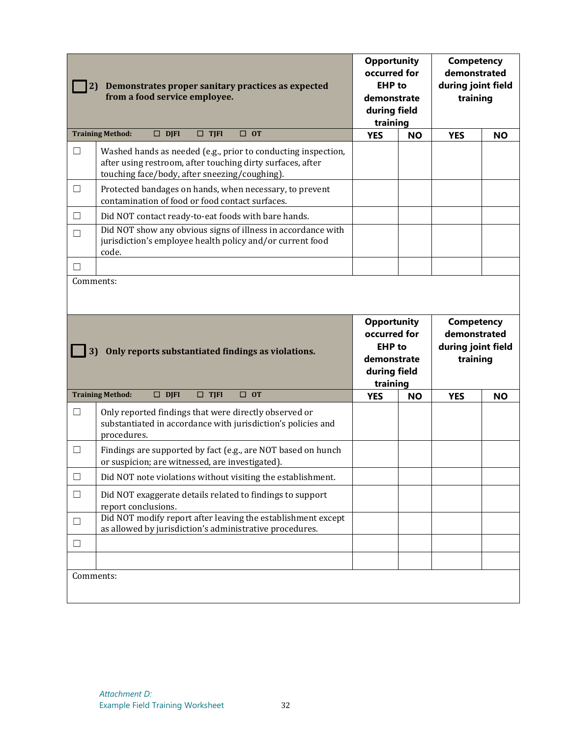| ☐ 2) Demonstrates proper sanitary practices as expected from a food service employee. | | Opportunity occurred for EHP to demonstrate during field training | | Competency demonstrated during joint field training | |
|---|---|---|---|---|---|
| **Training Method:** ☐ DJFI ☐ TJFI ☐ OT | | **YES** | **NO** | **YES** | **NO** |
| ☐ | Washed hands as needed (e.g., prior to conducting inspection, after using restroom, after touching dirty surfaces, after touching face/body, after sneezing/coughing). | | | | |
| ☐ | Protected bandages on hands, when necessary, to prevent contamination of food or food contact surfaces. | | | | |
| ☐ | Did NOT contact ready-to-eat foods with bare hands. | | | | |
| ☐ | Did NOT show any obvious signs of illness in accordance with jurisdiction's employee health policy and/or current food code. | | | | |
| ☐ | | | | | |
| Comments: | | | | | |

| ☐ 3) Only reports substantiated findings as violations. | | Opportunity occurred for EHP to demonstrate during field training | | Competency demonstrated during joint field training | |
|---|---|---|---|---|---|
| **Training Method:** ☐ DJFI ☐ TJFI ☐ OT | | **YES** | **NO** | **YES** | **NO** |
| ☐ | Only reported findings that were directly observed or substantiated in accordance with jurisdiction's policies and procedures. | | | | |
| ☐ | Findings are supported by fact (e.g., are NOT based on hunch or suspicion; are witnessed, are investigated). | | | | |
| ☐ | Did NOT note violations without visiting the establishment. | | | | |
| ☐ | Did NOT exaggerate details related to findings to support report conclusions. | | | | |
| ☐ | Did NOT modify report after leaving the establishment except as allowed by jurisdiction's administrative procedures. | | | | |
| ☐ | | | | | |
| | | | | | |
| Comments: | | | | | |

*Attachment D:*
Example Field Training Worksheet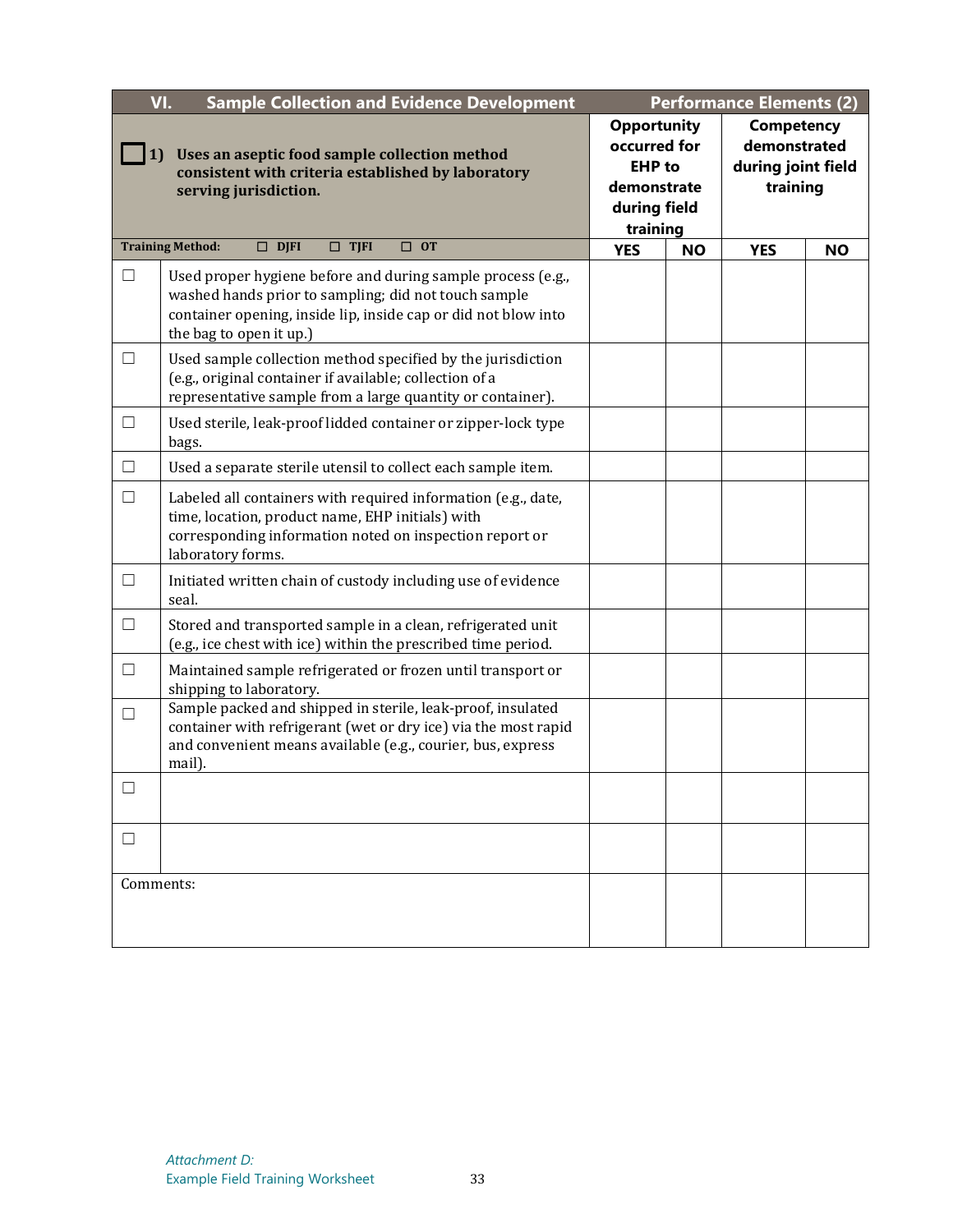| VI. Sample Collection and Evidence Development | | Performance Elements (2) | | | |
|---|---|---|---|---|---|
| ☐ 1) **Uses an aseptic food sample collection method consistent with criteria established by laboratory serving jurisdiction.** | | Opportunity occurred for EHP to demonstrate during field training | | Competency demonstrated during joint field training | |
| **Training Method:** ☐ DJFI ☐ TJFI ☐ OT | | YES | NO | YES | NO |
| ☐ | Used proper hygiene before and during sample process (e.g., washed hands prior to sampling; did not touch sample container opening, inside lip, inside cap or did not blow into the bag to open it up.) | | | | |
| ☐ | Used sample collection method specified by the jurisdiction (e.g., original container if available; collection of a representative sample from a large quantity or container). | | | | |
| ☐ | Used sterile, leak-proof lidded container or zipper-lock type bags. | | | | |
| ☐ | Used a separate sterile utensil to collect each sample item. | | | | |
| ☐ | Labeled all containers with required information (e.g., date, time, location, product name, EHP initials) with corresponding information noted on inspection report or laboratory forms. | | | | |
| ☐ | Initiated written chain of custody including use of evidence seal. | | | | |
| ☐ | Stored and transported sample in a clean, refrigerated unit (e.g., ice chest with ice) within the prescribed time period. | | | | |
| ☐ | Maintained sample refrigerated or frozen until transport or shipping to laboratory. | | | | |
| ☐ | Sample packed and shipped in sterile, leak-proof, insulated container with refrigerant (wet or dry ice) via the most rapid and convenient means available (e.g., courier, bus, express mail). | | | | |
| ☐ | | | | | |
| ☐ | | | | | |
| Comments: | | | | | |

*Attachment D:*
Example Field Training Worksheet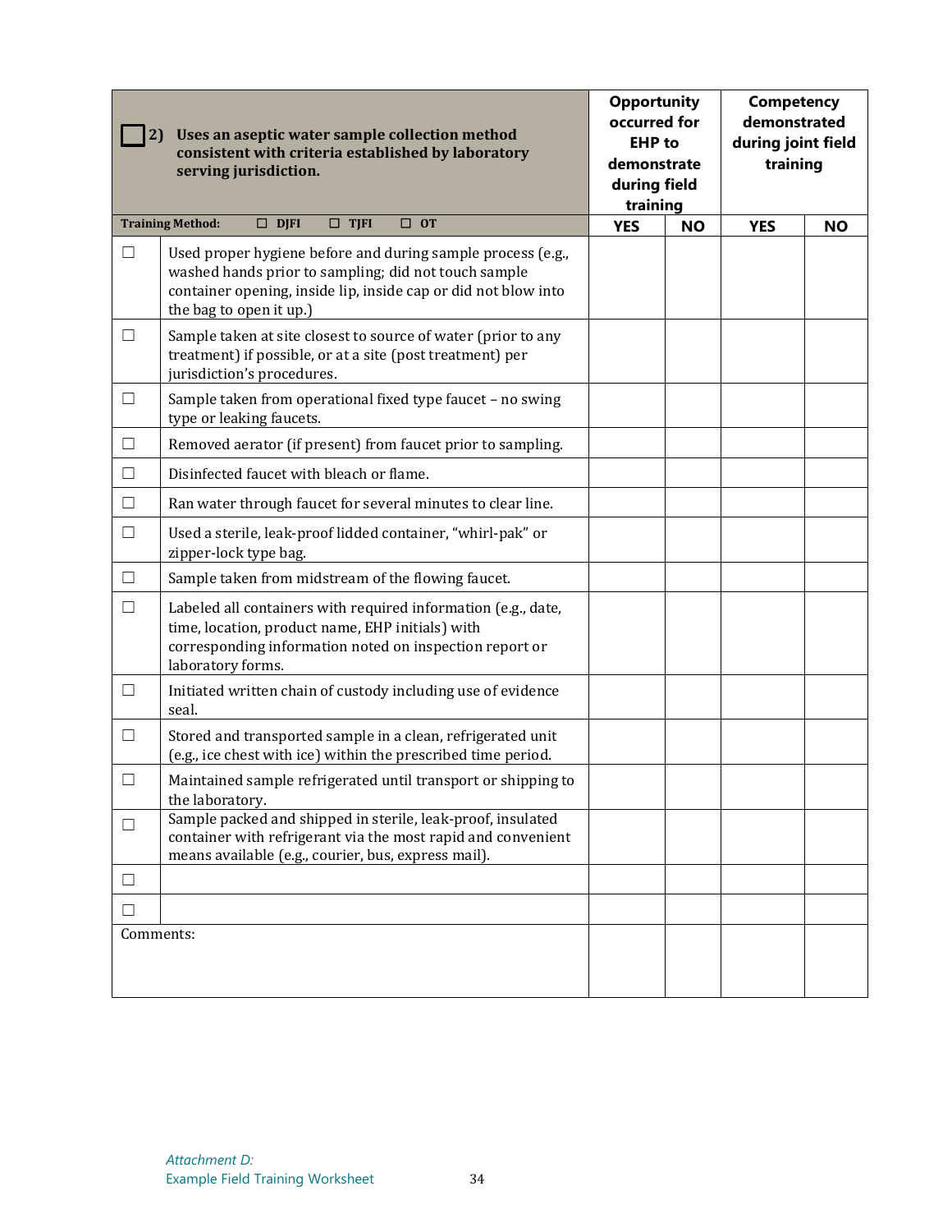| ☐ 2) **Uses an aseptic water sample collection method consistent with criteria established by laboratory serving jurisdiction.** | | **Opportunity occurred for EHP to demonstrate during field training** | | **Competency demonstrated during joint field training** | |
|---|---|---|---|---|---|
| **Training Method:** ☐ **DJFI** ☐ **TJFI** ☐ **OT** | | **YES** | **NO** | **YES** | **NO** |
| ☐ | Used proper hygiene before and during sample process (e.g., washed hands prior to sampling; did not touch sample container opening, inside lip, inside cap or did not blow into the bag to open it up.) | | | | |
| ☐ | Sample taken at site closest to source of water (prior to any treatment) if possible, or at a site (post treatment) per jurisdiction's procedures. | | | | |
| ☐ | Sample taken from operational fixed type faucet – no swing type or leaking faucets. | | | | |
| ☐ | Removed aerator (if present) from faucet prior to sampling. | | | | |
| ☐ | Disinfected faucet with bleach or flame. | | | | |
| ☐ | Ran water through faucet for several minutes to clear line. | | | | |
| ☐ | Used a sterile, leak-proof lidded container, "whirl-pak" or zipper-lock type bag. | | | | |
| ☐ | Sample taken from midstream of the flowing faucet. | | | | |
| ☐ | Labeled all containers with required information (e.g., date, time, location, product name, EHP initials) with corresponding information noted on inspection report or laboratory forms. | | | | |
| ☐ | Initiated written chain of custody including use of evidence seal. | | | | |
| ☐ | Stored and transported sample in a clean, refrigerated unit (e.g., ice chest with ice) within the prescribed time period. | | | | |
| ☐ | Maintained sample refrigerated until transport or shipping to the laboratory. | | | | |
| ☐ | Sample packed and shipped in sterile, leak-proof, insulated container with refrigerant via the most rapid and convenient means available (e.g., courier, bus, express mail). | | | | |
| ☐ | | | | | |
| ☐ | | | | | |
| Comments: | | | | | |

*Attachment D:*
Example Field Training Worksheet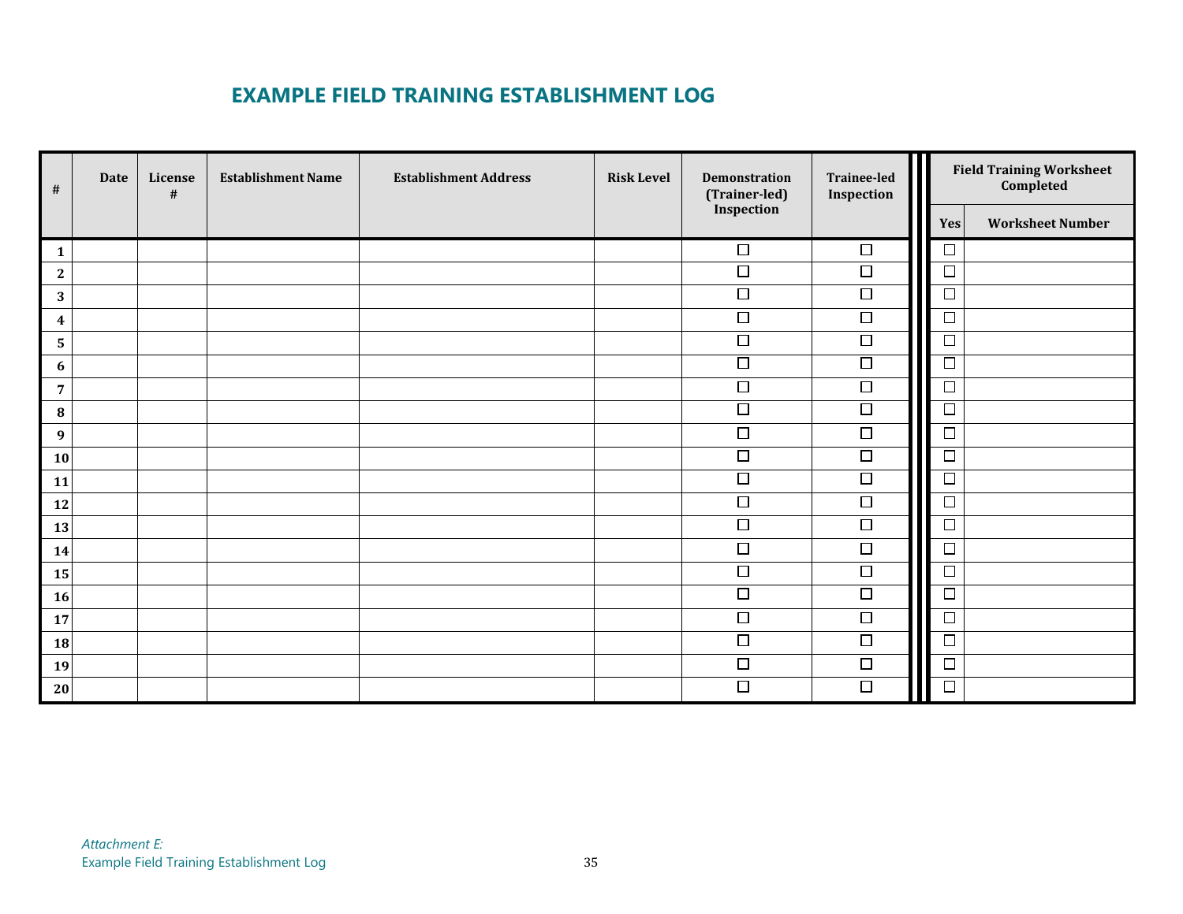# EXAMPLE FIELD TRAINING ESTABLISHMENT LOG

| # | Date | License # | Establishment Name | Establishment Address | Risk Level | Demonstration (Trainer-led) Inspection | Trainee-led Inspection | Field Training Worksheet Completed | |
|---|---|---|---|---|---|---|---|---|---|
| | | | | | | | | Yes | Worksheet Number |
| 1 | | | | | | ☐ | ☐ | ☐ | |
| 2 | | | | | | ☐ | ☐ | ☐ | |
| 3 | | | | | | ☐ | ☐ | ☐ | |
| 4 | | | | | | ☐ | ☐ | ☐ | |
| 5 | | | | | | ☐ | ☐ | ☐ | |
| 6 | | | | | | ☐ | ☐ | ☐ | |
| 7 | | | | | | ☐ | ☐ | ☐ | |
| 8 | | | | | | ☐ | ☐ | ☐ | |
| 9 | | | | | | ☐ | ☐ | ☐ | |
| 10 | | | | | | ☐ | ☐ | ☐ | |
| 11 | | | | | | ☐ | ☐ | ☐ | |
| 12 | | | | | | ☐ | ☐ | ☐ | |
| 13 | | | | | | ☐ | ☐ | ☐ | |
| 14 | | | | | | ☐ | ☐ | ☐ | |
| 15 | | | | | | ☐ | ☐ | ☐ | |
| 16 | | | | | | ☐ | ☐ | ☐ | |
| 17 | | | | | | ☐ | ☐ | ☐ | |
| 18 | | | | | | ☐ | ☐ | ☐ | |
| 19 | | | | | | ☐ | ☐ | ☐ | |
| 20 | | | | | | ☐ | ☐ | ☐ | |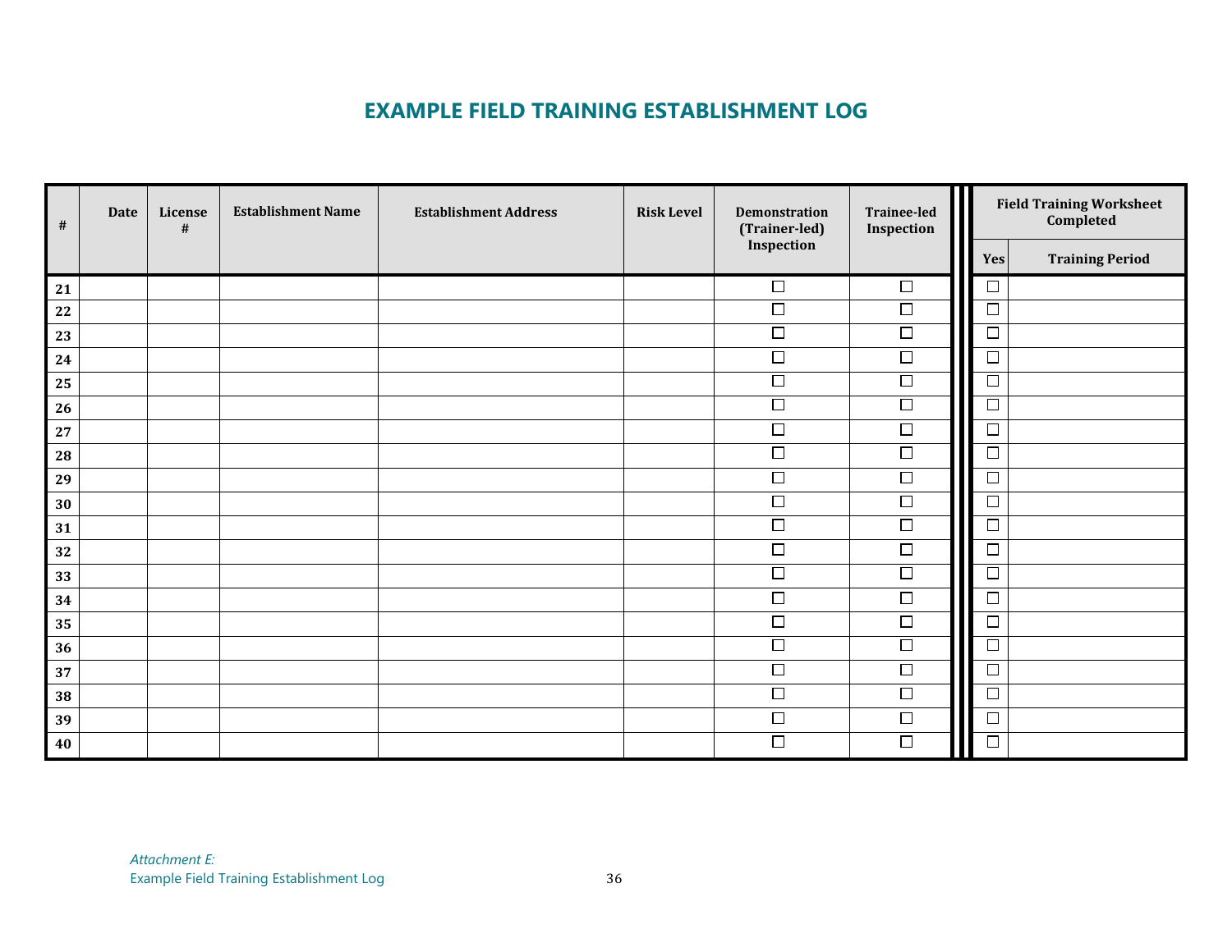# EXAMPLE FIELD TRAINING ESTABLISHMENT LOG

| # | Date | License # | Establishment Name | Establishment Address | Risk Level | Demonstration (Trainer-led) Inspection | Trainee-led Inspection | Field Training Worksheet Completed | |
|---|---|---|---|---|---|---|---|---|---|
| | | | | | | | | Yes | Training Period |
| 21 | | | | | | ☐ | ☐ | ☐ | |
| 22 | | | | | | ☐ | ☐ | ☐ | |
| 23 | | | | | | ☐ | ☐ | ☐ | |
| 24 | | | | | | ☐ | ☐ | ☐ | |
| 25 | | | | | | ☐ | ☐ | ☐ | |
| 26 | | | | | | ☐ | ☐ | ☐ | |
| 27 | | | | | | ☐ | ☐ | ☐ | |
| 28 | | | | | | ☐ | ☐ | ☐ | |
| 29 | | | | | | ☐ | ☐ | ☐ | |
| 30 | | | | | | ☐ | ☐ | ☐ | |
| 31 | | | | | | ☐ | ☐ | ☐ | |
| 32 | | | | | | ☐ | ☐ | ☐ | |
| 33 | | | | | | ☐ | ☐ | ☐ | |
| 34 | | | | | | ☐ | ☐ | ☐ | |
| 35 | | | | | | ☐ | ☐ | ☐ | |
| 36 | | | | | | ☐ | ☐ | ☐ | |
| 37 | | | | | | ☐ | ☐ | ☐ | |
| 38 | | | | | | ☐ | ☐ | ☐ | |
| 39 | | | | | | ☐ | ☐ | ☐ | |
| 40 | | | | | | ☐ | ☐ | ☐ | |

*Attachment E:*
Example Field Training Establishment Log